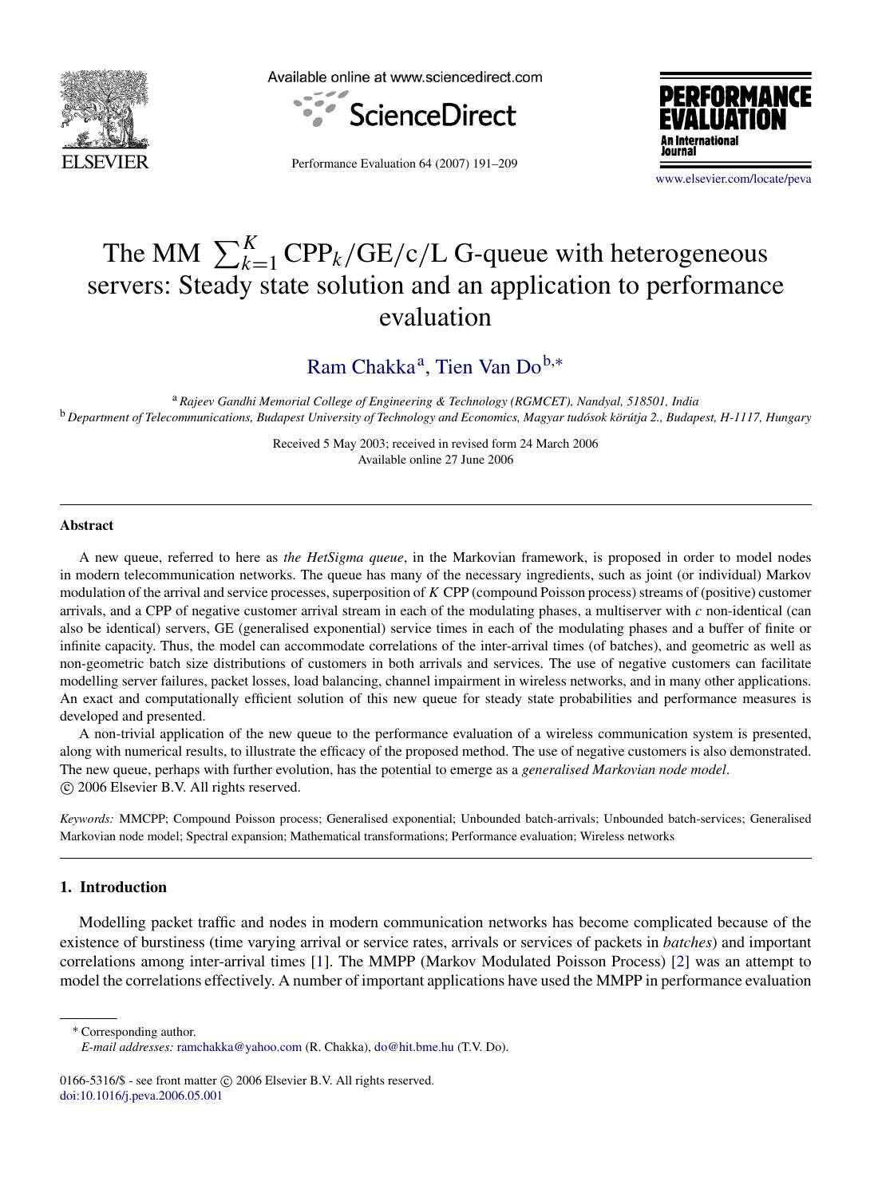# The MM $\sum_{k=1}^{K} \text{CPP}_k/\text{GE}/c/L$ G-queue with heterogeneous servers: Steady state solution and an application to performance evaluation

Ram Chakka[a], Tien Van Do[b,*]

[a] *Rajeev Gandhi Memorial College of Engineering & Technology (RGMCET), Nandyal, 518501, India*

[b] *Department of Telecommunications, Budapest University of Technology and Economics, Magyar tudósok körútja 2., Budapest, H-1117, Hungary*

Received 5 May 2003; received in revised form 24 March 2006
Available online 27 June 2006

## Abstract

A new queue, referred to here as *the HetSigma queue*, in the Markovian framework, is proposed in order to model nodes in modern telecommunication networks. The queue has many of the necessary ingredients, such as joint (or individual) Markov modulation of the arrival and service processes, superposition of $K$ CPP (compound Poisson process) streams of (positive) customer arrivals, and a CPP of negative customer arrival stream in each of the modulating phases, a multiserver with $c$ non-identical (can also be identical) servers, GE (generalised exponential) service times in each of the modulating phases and a buffer of finite or infinite capacity. Thus, the model can accommodate correlations of the inter-arrival times (of batches), and geometric as well as non-geometric batch size distributions of customers in both arrivals and services. The use of negative customers can facilitate modelling server failures, packet losses, load balancing, channel impairment in wireless networks, and in many other applications. An exact and computationally efficient solution of this new queue for steady state probabilities and performance measures is developed and presented.

A non-trivial application of the new queue to the performance evaluation of a wireless communication system is presented, along with numerical results, to illustrate the efficacy of the proposed method. The use of negative customers is also demonstrated. The new queue, perhaps with further evolution, has the potential to emerge as a *generalised Markovian node model*.

© 2006 Elsevier B.V. All rights reserved.

*Keywords:* MMCPP; Compound Poisson process; Generalised exponential; Unbounded batch-arrivals; Unbounded batch-services; Generalised Markovian node model; Spectral expansion; Mathematical transformations; Performance evaluation; Wireless networks

## 1. Introduction

Modelling packet traffic and nodes in modern communication networks has become complicated because of the existence of burstiness (time varying arrival or service rates, arrivals or services of packets in *batches*) and important correlations among inter-arrival times [1]. The MMPP (Markov Modulated Poisson Process) [2] was an attempt to model the correlations effectively. A number of important applications have used the MMPP in performance evaluation

\* Corresponding author.
*E-mail addresses:* ramchakka@yahoo.com (R. Chakka), do@hit.bme.hu (T.V. Do).

0166-5316/$ - see front matter © 2006 Elsevier B.V. All rights reserved.
doi:10.1016/j.peva.2006.05.001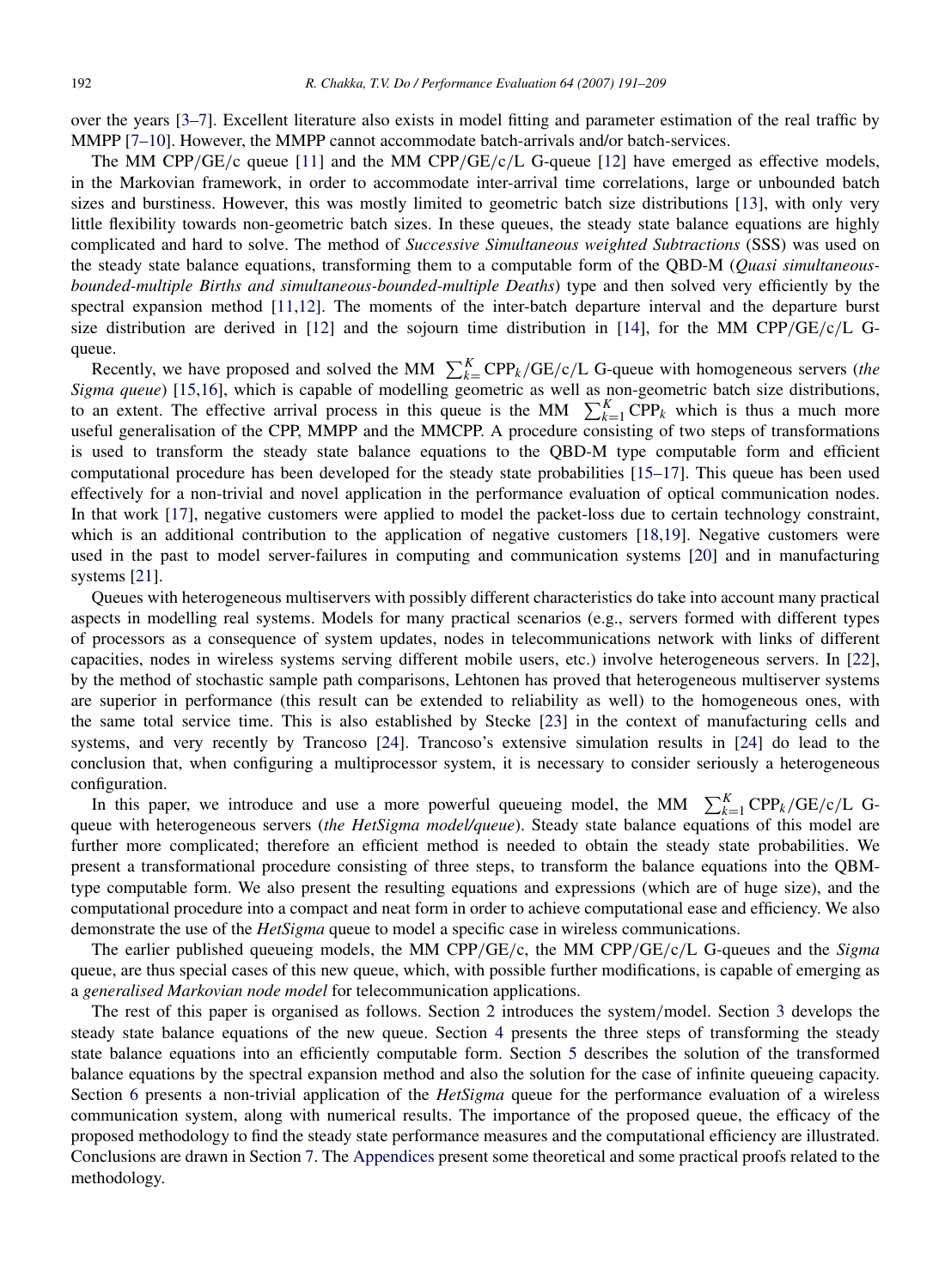over the years [3–7]. Excellent literature also exists in model fitting and parameter estimation of the real traffic by MMPP [7–10]. However, the MMPP cannot accommodate batch-arrivals and/or batch-services.

The MM CPP/GE/c queue [11] and the MM CPP/GE/c/L G-queue [12] have emerged as effective models, in the Markovian framework, in order to accommodate inter-arrival time correlations, large or unbounded batch sizes and burstiness. However, this was mostly limited to geometric batch size distributions [13], with only very little flexibility towards non-geometric batch sizes. In these queues, the steady state balance equations are highly complicated and hard to solve. The method of *Successive Simultaneous weighted Subtractions* (SSS) was used on the steady state balance equations, transforming them to a computable form of the QBD-M (*Quasi simultaneous-bounded-multiple Births and simultaneous-bounded-multiple Deaths*) type and then solved very efficiently by the spectral expansion method [11,12]. The moments of the inter-batch departure interval and the departure burst size distribution are derived in [12] and the sojourn time distribution in [14], for the MM CPP/GE/c/L G-queue.

Recently, we have proposed and solved the MM $\sum_{k=}^{K} \mathrm{CPP}_k$/GE/c/L G-queue with homogeneous servers (*the Sigma queue*) [15,16], which is capable of modelling geometric as well as non-geometric batch size distributions, to an extent. The effective arrival process in this queue is the MM $\sum_{k=1}^{K} \mathrm{CPP}_k$ which is thus a much more useful generalisation of the CPP, MMPP and the MMCPP. A procedure consisting of two steps of transformations is used to transform the steady state balance equations to the QBD-M type computable form and efficient computational procedure has been developed for the steady state probabilities [15–17]. This queue has been used effectively for a non-trivial and novel application in the performance evaluation of optical communication nodes. In that work [17], negative customers were applied to model the packet-loss due to certain technology constraint, which is an additional contribution to the application of negative customers [18,19]. Negative customers were used in the past to model server-failures in computing and communication systems [20] and in manufacturing systems [21].

Queues with heterogeneous multiservers with possibly different characteristics do take into account many practical aspects in modelling real systems. Models for many practical scenarios (e.g., servers formed with different types of processors as a consequence of system updates, nodes in telecommunications network with links of different capacities, nodes in wireless systems serving different mobile users, etc.) involve heterogeneous servers. In [22], by the method of stochastic sample path comparisons, Lehtonen has proved that heterogeneous multiserver systems are superior in performance (this result can be extended to reliability as well) to the homogeneous ones, with the same total service time. This is also established by Stecke [23] in the context of manufacturing cells and systems, and very recently by Trancoso [24]. Trancoso's extensive simulation results in [24] do lead to the conclusion that, when configuring a multiprocessor system, it is necessary to consider seriously a heterogeneous configuration.

In this paper, we introduce and use a more powerful queueing model, the MM $\sum_{k=1}^{K} \mathrm{CPP}_k$/GE/c/L G-queue with heterogeneous servers (*the HetSigma model/queue*). Steady state balance equations of this model are further more complicated; therefore an efficient method is needed to obtain the steady state probabilities. We present a transformational procedure consisting of three steps, to transform the balance equations into the QBM-type computable form. We also present the resulting equations and expressions (which are of huge size), and the computational procedure into a compact and neat form in order to achieve computational ease and efficiency. We also demonstrate the use of the *HetSigma* queue to model a specific case in wireless communications.

The earlier published queueing models, the MM CPP/GE/c, the MM CPP/GE/c/L G-queues and the *Sigma* queue, are thus special cases of this new queue, which, with possible further modifications, is capable of emerging as a *generalised Markovian node model* for telecommunication applications.

The rest of this paper is organised as follows. Section 2 introduces the system/model. Section 3 develops the steady state balance equations of the new queue. Section 4 presents the three steps of transforming the steady state balance equations into an efficiently computable form. Section 5 describes the solution of the transformed balance equations by the spectral expansion method and also the solution for the case of infinite queueing capacity. Section 6 presents a non-trivial application of the *HetSigma* queue for the performance evaluation of a wireless communication system, along with numerical results. The importance of the proposed queue, the efficacy of the proposed methodology to find the steady state performance measures and the computational efficiency are illustrated. Conclusions are drawn in Section 7. The Appendices present some theoretical and some practical proofs related to the methodology.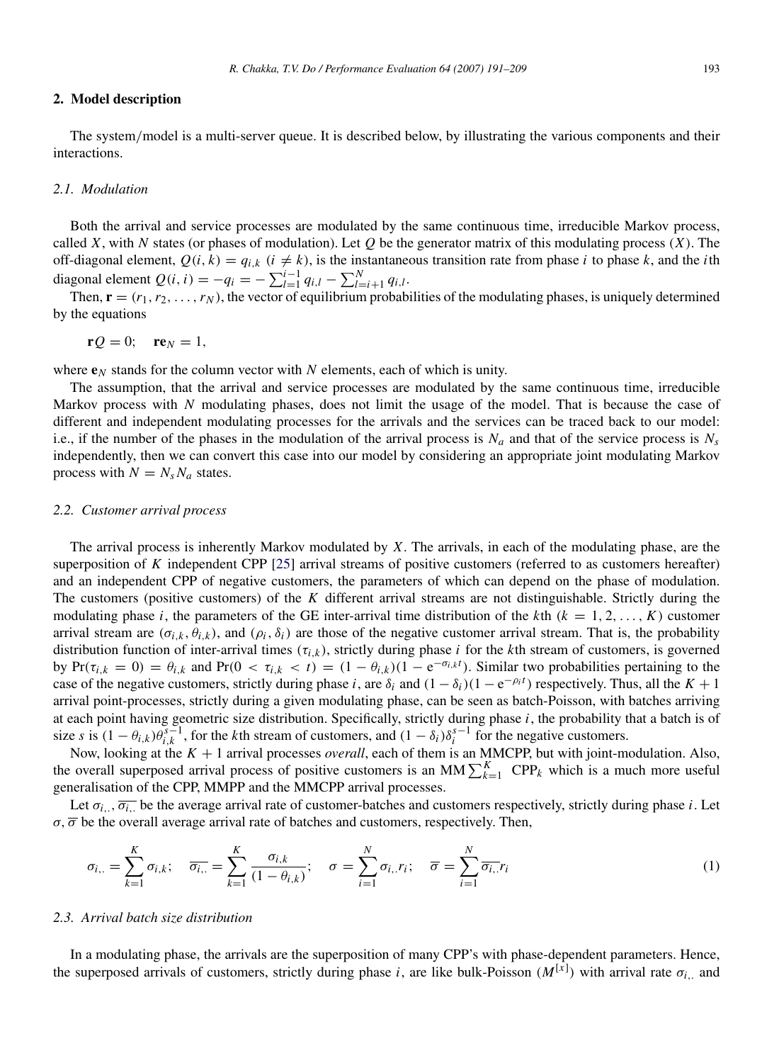## 2. Model description

The system/model is a multi-server queue. It is described below, by illustrating the various components and their interactions.

### 2.1. Modulation

Both the arrival and service processes are modulated by the same continuous time, irreducible Markov process, called $X$, with $N$ states (or phases of modulation). Let $Q$ be the generator matrix of this modulating process ($X$). The off-diagonal element, $Q(i,k) = q_{i,k}$ ($i \neq k$), is the instantaneous transition rate from phase $i$ to phase $k$, and the $i$th diagonal element $Q(i,i) = -q_i = -\sum_{l=1}^{i-1} q_{i,l} - \sum_{l=i+1}^{N} q_{i,l}$.

Then, $\mathbf{r} = (r_1, r_2, \ldots, r_N)$, the vector of equilibrium probabilities of the modulating phases, is uniquely determined by the equations

$$\mathbf{r}Q = 0; \quad \mathbf{r}\mathbf{e}_N = 1,$$

where $\mathbf{e}_N$ stands for the column vector with $N$ elements, each of which is unity.

The assumption, that the arrival and service processes are modulated by the same continuous time, irreducible Markov process with $N$ modulating phases, does not limit the usage of the model. That is because the case of different and independent modulating processes for the arrivals and the services can be traced back to our model: i.e., if the number of the phases in the modulation of the arrival process is $N_a$ and that of the service process is $N_s$ independently, then we can convert this case into our model by considering an appropriate joint modulating Markov process with $N = N_s N_a$ states.

### 2.2. Customer arrival process

The arrival process is inherently Markov modulated by $X$. The arrivals, in each of the modulating phase, are the superposition of $K$ independent CPP [25] arrival streams of positive customers (referred to as customers hereafter) and an independent CPP of negative customers, the parameters of which can depend on the phase of modulation. The customers (positive customers) of the $K$ different arrival streams are not distinguishable. Strictly during the modulating phase $i$, the parameters of the GE inter-arrival time distribution of the $k$th ($k = 1, 2, \ldots, K$) customer arrival stream are $(\sigma_{i,k}, \theta_{i,k})$, and $(\rho_i, \delta_i)$ are those of the negative customer arrival stream. That is, the probability distribution function of inter-arrival times ($\tau_{i,k}$), strictly during phase $i$ for the $k$th stream of customers, is governed by $\Pr(\tau_{i,k} = 0) = \theta_{i,k}$ and $\Pr(0 < \tau_{i,k} < t) = (1 - \theta_{i,k})(1 - \mathrm{e}^{-\sigma_{i,k} t})$. Similar two probabilities pertaining to the case of the negative customers, strictly during phase $i$, are $\delta_i$ and $(1 - \delta_i)(1 - \mathrm{e}^{-\rho_i t})$ respectively. Thus, all the $K + 1$ arrival point-processes, strictly during a given modulating phase, can be seen as batch-Poisson, with batches arriving at each point having geometric size distribution. Specifically, strictly during phase $i$, the probability that a batch is of size $s$ is $(1 - \theta_{i,k})\theta_{i,k}^{s-1}$, for the $k$th stream of customers, and $(1 - \delta_i)\delta_i^{s-1}$ for the negative customers.

Now, looking at the $K + 1$ arrival processes *overall*, each of them is an MMCPP, but with joint-modulation. Also, the overall superposed arrival process of positive customers is an MM$\sum_{k=1}^{K}$ CPP$_k$ which is a much more useful generalisation of the CPP, MMPP and the MMCPP arrival processes.

Let $\sigma_{i,.}$, $\overline{\sigma_{i,.}}$ be the average arrival rate of customer-batches and customers respectively, strictly during phase $i$. Let $\sigma$, $\overline{\sigma}$ be the overall average arrival rate of batches and customers, respectively. Then,

$$\sigma_{i,.} = \sum_{k=1}^{K} \sigma_{i,k}; \quad \overline{\sigma_{i,.}} = \sum_{k=1}^{K} \frac{\sigma_{i,k}}{(1 - \theta_{i,k})}; \quad \sigma = \sum_{i=1}^{N} \sigma_{i,.} r_i; \quad \overline{\sigma} = \sum_{i=1}^{N} \overline{\sigma_{i,.}} r_i \tag{1}$$

### 2.3. Arrival batch size distribution

In a modulating phase, the arrivals are the superposition of many CPP's with phase-dependent parameters. Hence, the superposed arrivals of customers, strictly during phase $i$, are like bulk-Poisson ($M^{[x]}$) with arrival rate $\sigma_{i,.}$ and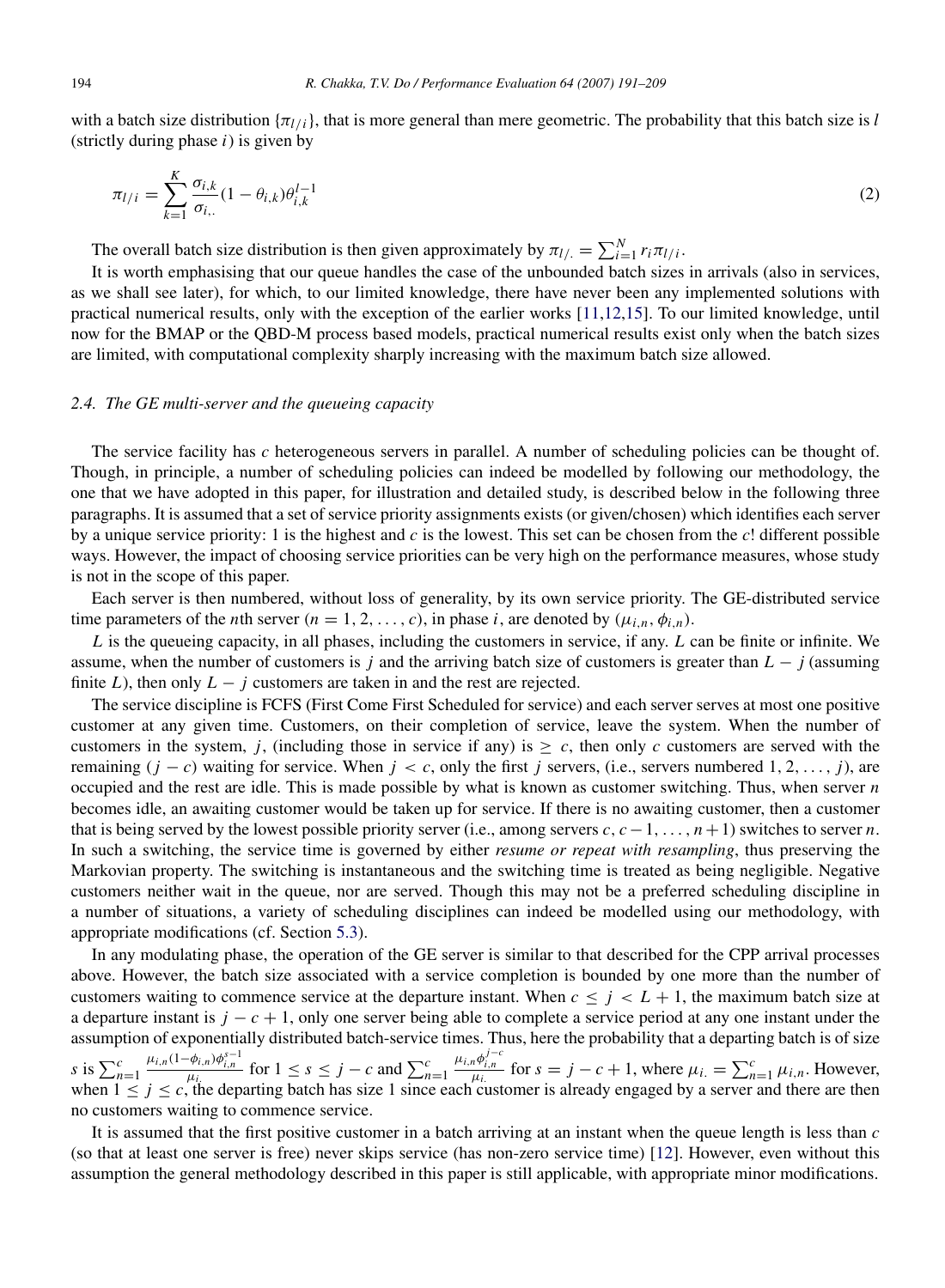with a batch size distribution $\{\pi_{l/i}\}$, that is more general than mere geometric. The probability that this batch size is $l$ (strictly during phase $i$) is given by

$$\pi_{l/i} = \sum_{k=1}^{K} \frac{\sigma_{i,k}}{\sigma_{i,.}} (1 - \theta_{i,k}) \theta_{i,k}^{l-1} \tag{2}$$

The overall batch size distribution is then given approximately by $\pi_{l/.} = \sum_{i=1}^{N} r_i \pi_{l/i}$.

It is worth emphasising that our queue handles the case of the unbounded batch sizes in arrivals (also in services, as we shall see later), for which, to our limited knowledge, there have never been any implemented solutions with practical numerical results, only with the exception of the earlier works [11,12,15]. To our limited knowledge, until now for the BMAP or the QBD-M process based models, practical numerical results exist only when the batch sizes are limited, with computational complexity sharply increasing with the maximum batch size allowed.

### *2.4. The GE multi-server and the queueing capacity*

The service facility has $c$ heterogeneous servers in parallel. A number of scheduling policies can be thought of. Though, in principle, a number of scheduling policies can indeed be modelled by following our methodology, the one that we have adopted in this paper, for illustration and detailed study, is described below in the following three paragraphs. It is assumed that a set of service priority assignments exists (or given/chosen) which identifies each server by a unique service priority: 1 is the highest and $c$ is the lowest. This set can be chosen from the $c!$ different possible ways. However, the impact of choosing service priorities can be very high on the performance measures, whose study is not in the scope of this paper.

Each server is then numbered, without loss of generality, by its own service priority. The GE-distributed service time parameters of the $n$th server ($n = 1, 2, \ldots, c$), in phase $i$, are denoted by $(\mu_{i,n}, \phi_{i,n})$.

$L$ is the queueing capacity, in all phases, including the customers in service, if any. $L$ can be finite or infinite. We assume, when the number of customers is $j$ and the arriving batch size of customers is greater than $L - j$ (assuming finite $L$), then only $L - j$ customers are taken in and the rest are rejected.

The service discipline is FCFS (First Come First Scheduled for service) and each server serves at most one positive customer at any given time. Customers, on their completion of service, leave the system. When the number of customers in the system, $j$, (including those in service if any) is $\geq c$, then only $c$ customers are served with the remaining $(j - c)$ waiting for service. When $j < c$, only the first $j$ servers, (i.e., servers numbered $1, 2, \ldots, j$), are occupied and the rest are idle. This is made possible by what is known as customer switching. Thus, when server $n$ becomes idle, an awaiting customer would be taken up for service. If there is no awaiting customer, then a customer that is being served by the lowest possible priority server (i.e., among servers $c, c-1, \ldots, n+1$) switches to server $n$. In such a switching, the service time is governed by either *resume or repeat with resampling*, thus preserving the Markovian property. The switching is instantaneous and the switching time is treated as being negligible. Negative customers neither wait in the queue, nor are served. Though this may not be a preferred scheduling discipline in a number of situations, a variety of scheduling disciplines can indeed be modelled using our methodology, with appropriate modifications (cf. Section 5.3).

In any modulating phase, the operation of the GE server is similar to that described for the CPP arrival processes above. However, the batch size associated with a service completion is bounded by one more than the number of customers waiting to commence service at the departure instant. When $c \leq j < L + 1$, the maximum batch size at a departure instant is $j - c + 1$, only one server being able to complete a service period at any one instant under the assumption of exponentially distributed batch-service times. Thus, here the probability that a departing batch is of size $s$ is $\sum_{n=1}^{c} \frac{\mu_{i,n}(1-\phi_{i,n})\phi_{i,n}^{s-1}}{\mu_{i.}}$ for $1 \leq s \leq j - c$ and $\sum_{n=1}^{c} \frac{\mu_{i,n}\phi_{i,n}^{j-c}}{\mu_{i.}}$ for $s = j - c + 1$, where $\mu_{i.} = \sum_{n=1}^{c} \mu_{i,n}$. However, when $1 \leq j \leq c$, the departing batch has size 1 since each customer is already engaged by a server and there are then no customers waiting to commence service.

It is assumed that the first positive customer in a batch arriving at an instant when the queue length is less than $c$ (so that at least one server is free) never skips service (has non-zero service time) [12]. However, even without this assumption the general methodology described in this paper is still applicable, with appropriate minor modifications.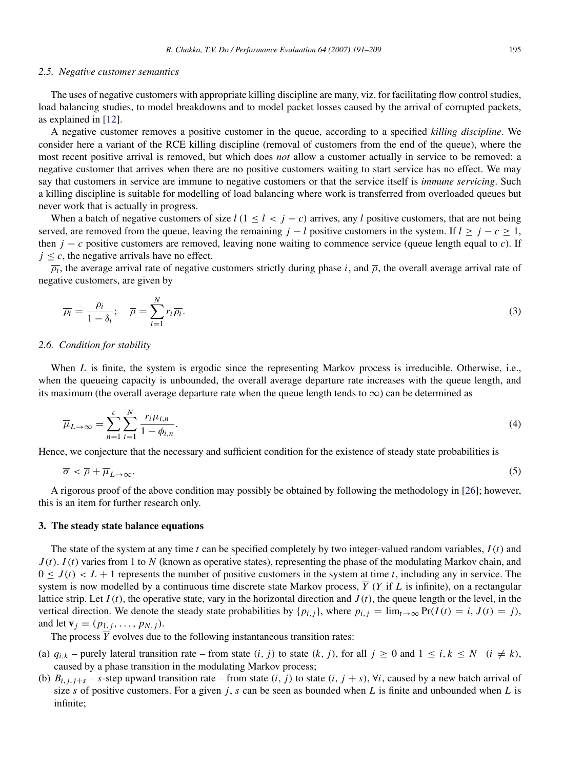### 2.5. Negative customer semantics

The uses of negative customers with appropriate killing discipline are many, viz. for facilitating flow control studies, load balancing studies, to model breakdowns and to model packet losses caused by the arrival of corrupted packets, as explained in [12].

A negative customer removes a positive customer in the queue, according to a specified *killing discipline*. We consider here a variant of the RCE killing discipline (removal of customers from the end of the queue), where the most recent positive arrival is removed, but which does *not* allow a customer actually in service to be removed: a negative customer that arrives when there are no positive customers waiting to start service has no effect. We may say that customers in service are immune to negative customers or that the service itself is *immune servicing*. Such a killing discipline is suitable for modelling of load balancing where work is transferred from overloaded queues but never work that is actually in progress.

When a batch of negative customers of size $l$ $(1 \leq l < j - c)$ arrives, any $l$ positive customers, that are not being served, are removed from the queue, leaving the remaining $j - l$ positive customers in the system. If $l \geq j - c \geq 1$, then $j - c$ positive customers are removed, leaving none waiting to commence service (queue length equal to $c$). If $j \leq c$, the negative arrivals have no effect.

$\overline{\rho_i}$, the average arrival rate of negative customers strictly during phase $i$, and $\overline{\rho}$, the overall average arrival rate of negative customers, are given by

$$\overline{\rho_i} = \frac{\rho_i}{1 - \delta_i}; \quad \overline{\rho} = \sum_{i=1}^{N} r_i \overline{\rho_i}. \tag{3}$$

### 2.6. Condition for stability

When $L$ is finite, the system is ergodic since the representing Markov process is irreducible. Otherwise, i.e., when the queueing capacity is unbounded, the overall average departure rate increases with the queue length, and its maximum (the overall average departure rate when the queue length tends to $\infty$) can be determined as

$$\overline{\mu}_{L\to\infty} = \sum_{n=1}^{c} \sum_{i=1}^{N} \frac{r_i \mu_{i,n}}{1 - \phi_{i,n}}. \tag{4}$$

Hence, we conjecture that the necessary and sufficient condition for the existence of steady state probabilities is

$$\overline{\sigma} < \overline{\rho} + \overline{\mu}_{L\to\infty}. \tag{5}$$

A rigorous proof of the above condition may possibly be obtained by following the methodology in [26]; however, this is an item for further research only.

## 3. The steady state balance equations

The state of the system at any time $t$ can be specified completely by two integer-valued random variables, $I(t)$ and $J(t)$. $I(t)$ varies from 1 to $N$ (known as operative states), representing the phase of the modulating Markov chain, and $0 \leq J(t) < L + 1$ represents the number of positive customers in the system at time $t$, including any in service. The system is now modelled by a continuous time discrete state Markov process, $\overline{Y}$ ($Y$ if $L$ is infinite), on a rectangular lattice strip. Let $I(t)$, the operative state, vary in the horizontal direction and $J(t)$, the queue length or the level, in the vertical direction. We denote the steady state probabilities by $\{p_{i,j}\}$, where $p_{i,j} = \lim_{t\to\infty} \Pr(I(t) = i, J(t) = j)$, and let $\mathbf{v}_j = (p_{1,j}, \ldots, p_{N,j})$.

The process $\overline{Y}$ evolves due to the following instantaneous transition rates:

(a) $q_{i,k}$ – purely lateral transition rate – from state $(i, j)$ to state $(k, j)$, for all $j \geq 0$ and $1 \leq i, k \leq N$ $(i \neq k)$, caused by a phase transition in the modulating Markov process;

(b) $B_{i,j,j+s}$ – $s$-step upward transition rate – from state $(i, j)$ to state $(i, j + s)$, $\forall i$, caused by a new batch arrival of size $s$ of positive customers. For a given $j$, $s$ can be seen as bounded when $L$ is finite and unbounded when $L$ is infinite;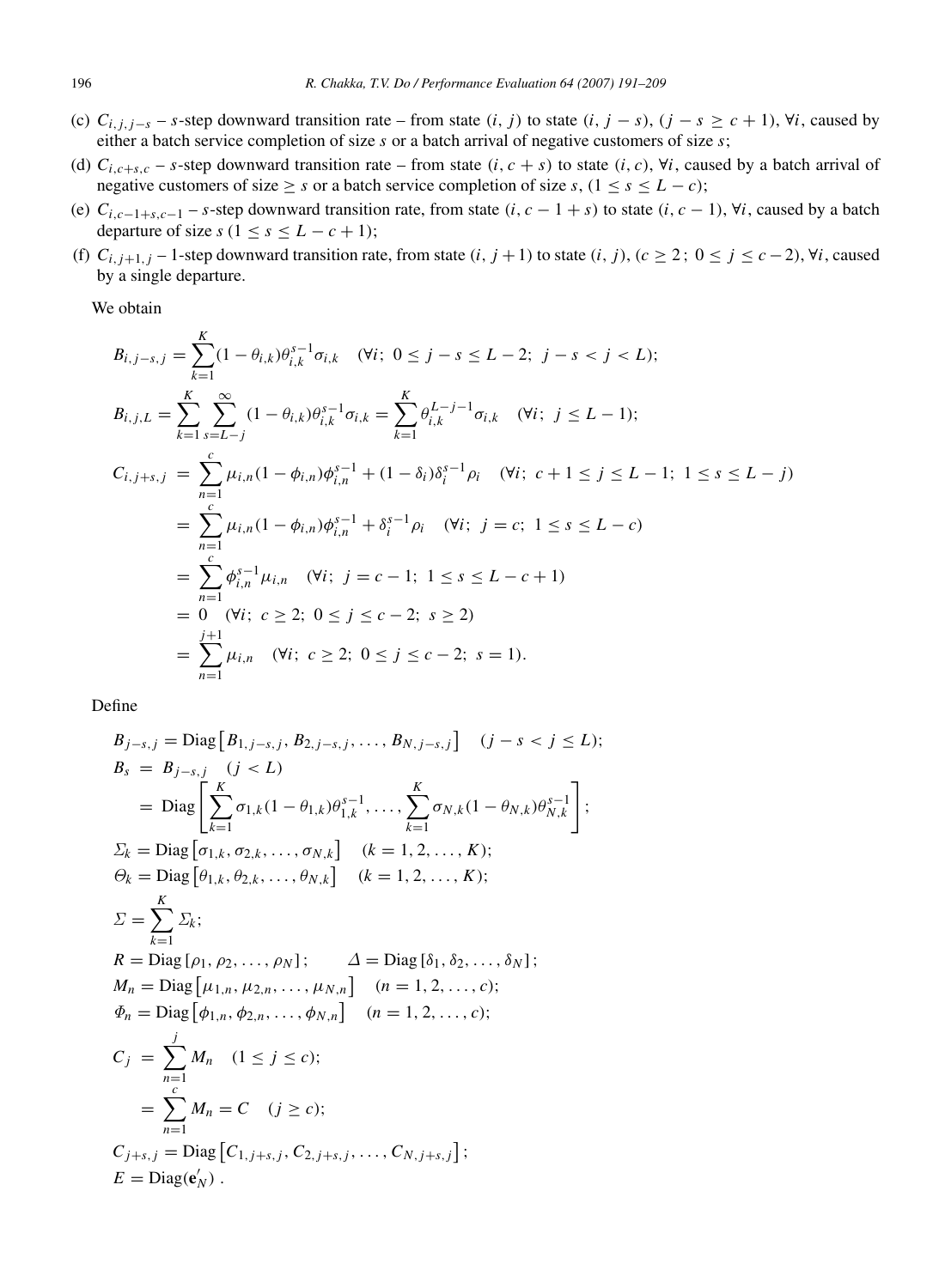(c) $C_{i,j,j-s}$ – $s$-step downward transition rate – from state $(i, j)$ to state $(i, j-s)$, $(j - s \geq c + 1)$, $\forall i$, caused by either a batch service completion of size $s$ or a batch arrival of negative customers of size $s$;

(d) $C_{i,c+s,c}$ – $s$-step downward transition rate – from state $(i, c + s)$ to state $(i, c)$, $\forall i$, caused by a batch arrival of negative customers of size $\geq s$ or a batch service completion of size $s$, $(1 \leq s \leq L - c)$;

(e) $C_{i,c-1+s,c-1}$ – $s$-step downward transition rate, from state $(i, c - 1 + s)$ to state $(i, c - 1)$, $\forall i$, caused by a batch departure of size $s$ $(1 \leq s \leq L - c + 1)$;

(f) $C_{i,j+1,j}$ – 1-step downward transition rate, from state $(i, j+1)$ to state $(i, j)$, $(c \geq 2;\ 0 \leq j \leq c-2)$, $\forall i$, caused by a single departure.

We obtain

$$
B_{i,j-s,j} = \sum_{k=1}^{K} (1 - \theta_{i,k}) \theta_{i,k}^{s-1} \sigma_{i,k} \quad (\forall i;\ 0 \leq j - s \leq L - 2;\ j - s < j < L);
$$

$$
B_{i,j,L} = \sum_{k=1}^{K} \sum_{s=L-j}^{\infty} (1 - \theta_{i,k}) \theta_{i,k}^{s-1} \sigma_{i,k} = \sum_{k=1}^{K} \theta_{i,k}^{L-j-1} \sigma_{i,k} \quad (\forall i;\ j \leq L - 1);
$$

$$
\begin{aligned}
C_{i,j+s,j} &= \sum_{n=1}^{c} \mu_{i,n} (1 - \phi_{i,n}) \phi_{i,n}^{s-1} + (1 - \delta_i) \delta_i^{s-1} \rho_i \quad (\forall i;\ c + 1 \leq j \leq L - 1;\ 1 \leq s \leq L - j) \\
&= \sum_{n=1}^{c} \mu_{i,n} (1 - \phi_{i,n}) \phi_{i,n}^{s-1} + \delta_i^{s-1} \rho_i \quad (\forall i;\ j = c;\ 1 \leq s \leq L - c) \\
&= \sum_{n=1}^{c} \phi_{i,n}^{s-1} \mu_{i,n} \quad (\forall i;\ j = c - 1;\ 1 \leq s \leq L - c + 1) \\
&= 0 \quad (\forall i;\ c \geq 2;\ 0 \leq j \leq c - 2;\ s \geq 2) \\
&= \sum_{n=1}^{j+1} \mu_{i,n} \quad (\forall i;\ c \geq 2;\ 0 \leq j \leq c - 2;\ s = 1).
\end{aligned}
$$

Define

$$
\begin{aligned}
B_{j-s,j} &= \mathrm{Diag}\left[B_{1,j-s,j}, B_{2,j-s,j}, \ldots, B_{N,j-s,j}\right] \quad (j - s < j \leq L); \\
B_s &= B_{j-s,j} \quad (j < L) \\
&= \mathrm{Diag}\left[\sum_{k=1}^{K} \sigma_{1,k}(1 - \theta_{1,k})\theta_{1,k}^{s-1}, \ldots, \sum_{k=1}^{K} \sigma_{N,k}(1 - \theta_{N,k})\theta_{N,k}^{s-1}\right]; \\
\Sigma_k &= \mathrm{Diag}\left[\sigma_{1,k}, \sigma_{2,k}, \ldots, \sigma_{N,k}\right] \quad (k = 1, 2, \ldots, K); \\
\Theta_k &= \mathrm{Diag}\left[\theta_{1,k}, \theta_{2,k}, \ldots, \theta_{N,k}\right] \quad (k = 1, 2, \ldots, K); \\
\Sigma &= \sum_{k=1}^{K} \Sigma_k; \\
R &= \mathrm{Diag}\left[\rho_1, \rho_2, \ldots, \rho_N\right]; \qquad \Delta = \mathrm{Diag}\left[\delta_1, \delta_2, \ldots, \delta_N\right]; \\
M_n &= \mathrm{Diag}\left[\mu_{1,n}, \mu_{2,n}, \ldots, \mu_{N,n}\right] \quad (n = 1, 2, \ldots, c); \\
\Phi_n &= \mathrm{Diag}\left[\phi_{1,n}, \phi_{2,n}, \ldots, \phi_{N,n}\right] \quad (n = 1, 2, \ldots, c); \\
C_j &= \sum_{n=1}^{j} M_n \quad (1 \leq j \leq c); \\
&= \sum_{n=1}^{c} M_n = C \quad (j \geq c); \\
C_{j+s,j} &= \mathrm{Diag}\left[C_{1,j+s,j}, C_{2,j+s,j}, \ldots, C_{N,j+s,j}\right]; \\
E &= \mathrm{Diag}(\mathbf{e}_N').
\end{aligned}
$$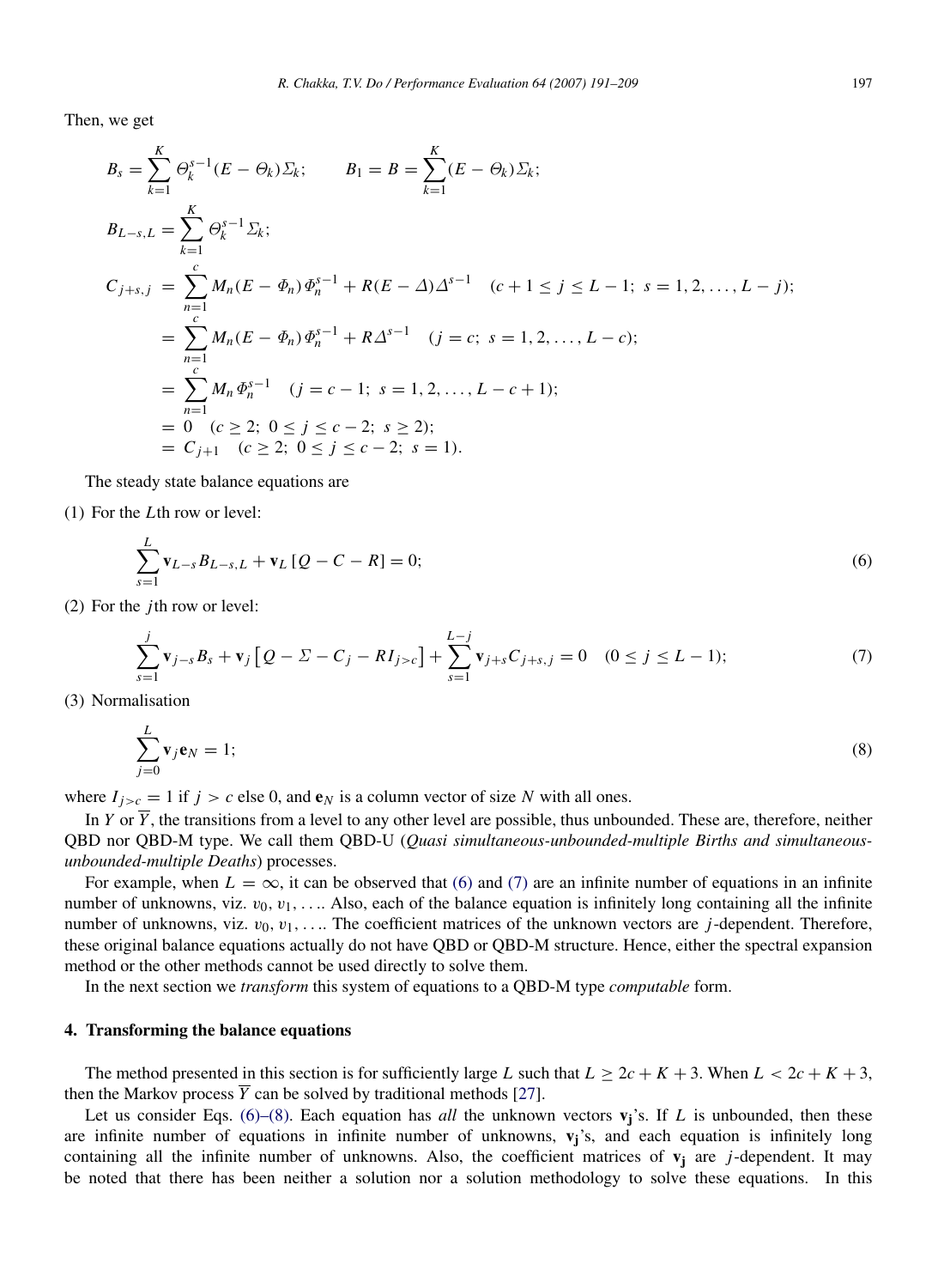Then, we get

$$B_s = \sum_{k=1}^{K} \Theta_k^{s-1}(E - \Theta_k)\Sigma_k; \qquad B_1 = B = \sum_{k=1}^{K}(E - \Theta_k)\Sigma_k;$$

$$B_{L-s,L} = \sum_{k=1}^{K} \Theta_k^{s-1}\Sigma_k;$$

$$\begin{aligned}
C_{j+s,j} &= \sum_{n=1}^{c} M_n(E - \Phi_n)\Phi_n^{s-1} + R(E - \Delta)\Delta^{s-1} \quad (c+1 \le j \le L-1;\ s = 1, 2, \ldots, L-j); \\
&= \sum_{n=1}^{c} M_n(E - \Phi_n)\Phi_n^{s-1} + R\Delta^{s-1} \quad (j = c;\ s = 1, 2, \ldots, L-c); \\
&= \sum_{n=1}^{c} M_n \Phi_n^{s-1} \quad (j = c-1;\ s = 1, 2, \ldots, L-c+1); \\
&= 0 \quad (c \ge 2;\ 0 \le j \le c-2;\ s \ge 2); \\
&= C_{j+1} \quad (c \ge 2;\ 0 \le j \le c-2;\ s = 1).
\end{aligned}$$

The steady state balance equations are

(1) For the $L$th row or level:

$$\sum_{s=1}^{L} \mathbf{v}_{L-s} B_{L-s,L} + \mathbf{v}_L [Q - C - R] = 0; \tag{6}$$

(2) For the $j$th row or level:

$$\sum_{s=1}^{j} \mathbf{v}_{j-s} B_s + \mathbf{v}_j \left[Q - \Sigma - C_j - R I_{j>c}\right] + \sum_{s=1}^{L-j} \mathbf{v}_{j+s} C_{j+s,j} = 0 \quad (0 \le j \le L-1); \tag{7}$$

(3) Normalisation

$$\sum_{j=0}^{L} \mathbf{v}_j \mathbf{e}_N = 1; \tag{8}$$

where $I_{j>c} = 1$ if $j > c$ else 0, and $\mathbf{e}_N$ is a column vector of size $N$ with all ones.

In $Y$ or $\overline{Y}$, the transitions from a level to any other level are possible, thus unbounded. These are, therefore, neither QBD nor QBD-M type. We call them QBD-U (*Quasi simultaneous-unbounded-multiple Births and simultaneous-unbounded-multiple Deaths*) processes.

For example, when $L = \infty$, it can be observed that (6) and (7) are an infinite number of equations in an infinite number of unknowns, viz. $v_0, v_1, \ldots$. Also, each of the balance equation is infinitely long containing all the infinite number of unknowns, viz. $v_0, v_1, \ldots$. The coefficient matrices of the unknown vectors are $j$-dependent. Therefore, these original balance equations actually do not have QBD or QBD-M structure. Hence, either the spectral expansion method or the other methods cannot be used directly to solve them.

In the next section we *transform* this system of equations to a QBD-M type *computable* form.

## 4. Transforming the balance equations

The method presented in this section is for sufficiently large $L$ such that $L \ge 2c + K + 3$. When $L < 2c + K + 3$, then the Markov process $\overline{Y}$ can be solved by traditional methods [27].

Let us consider Eqs. (6)–(8). Each equation has *all* the unknown vectors $\mathbf{v_j}$'s. If $L$ is unbounded, then these are infinite number of equations in infinite number of unknowns, $\mathbf{v_j}$'s, and each equation is infinitely long containing all the infinite number of unknowns. Also, the coefficient matrices of $\mathbf{v_j}$ are $j$-dependent. It may be noted that there has been neither a solution nor a solution methodology to solve these equations. In this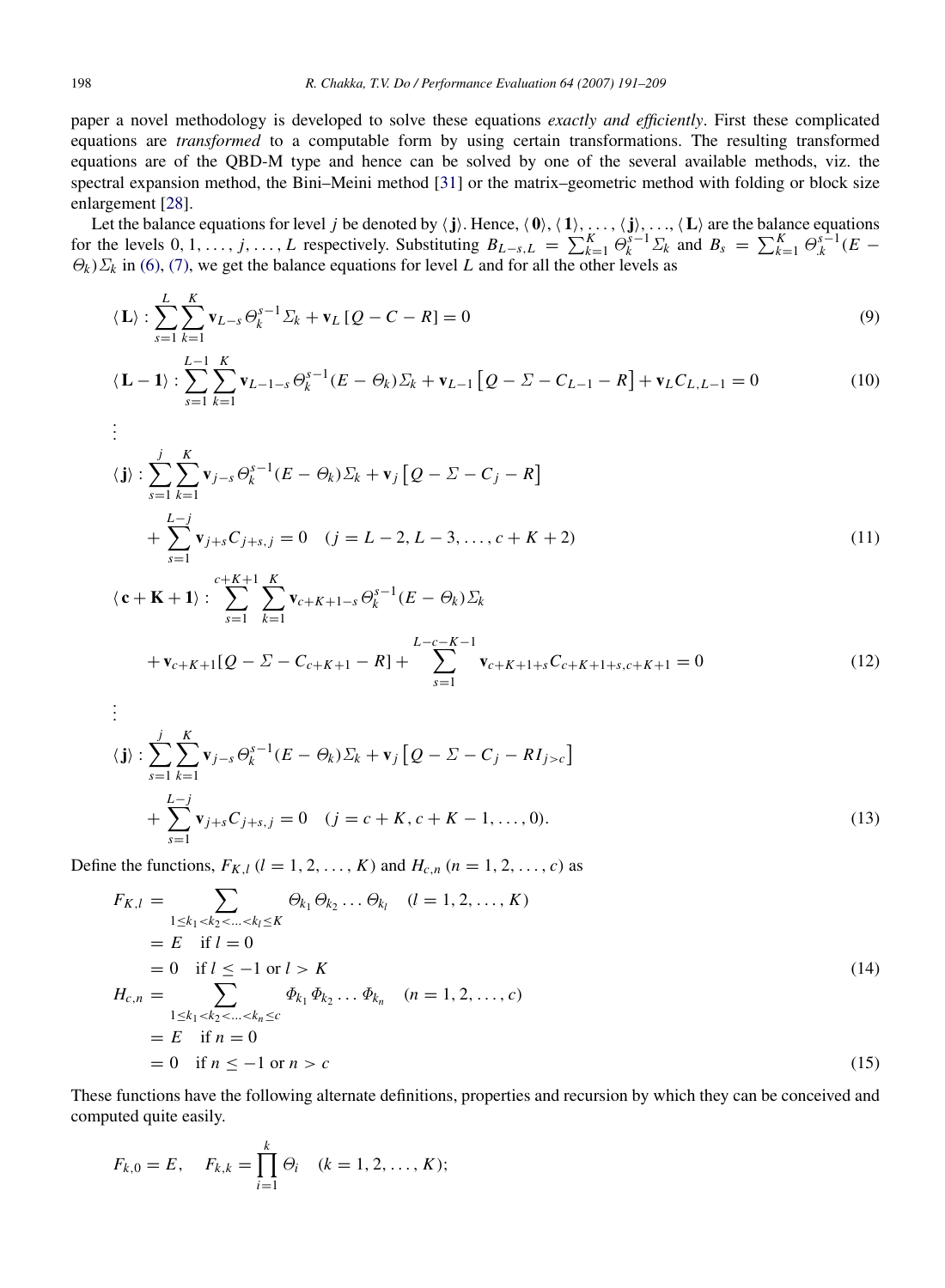paper a novel methodology is developed to solve these equations *exactly and efficiently*. First these complicated equations are *transformed* to a computable form by using certain transformations. The resulting transformed equations are of the QBD-M type and hence can be solved by one of the several available methods, viz. the spectral expansion method, the Bini–Meini method [31] or the matrix–geometric method with folding or block size enlargement [28].

Let the balance equations for level $j$ be denoted by $\langle \mathbf{j} \rangle$. Hence, $\langle \mathbf{0} \rangle, \langle \mathbf{1} \rangle, \ldots, \langle \mathbf{j} \rangle, \ldots, \langle \mathbf{L} \rangle$ are the balance equations for the levels $0, 1, \ldots, j, \ldots, L$ respectively. Substituting $B_{L-s,L} = \sum_{k=1}^{K} \Theta_k^{s-1} \Sigma_k$ and $B_s = \sum_{k=1}^{K} \Theta_{,k}^{s-1} (E - \Theta_k) \Sigma_k$ in (6), (7), we get the balance equations for level $L$ and for all the other levels as

$$\langle \mathbf{L} \rangle : \sum_{s=1}^{L} \sum_{k=1}^{K} \mathbf{v}_{L-s} \Theta_k^{s-1} \Sigma_k + \mathbf{v}_L \left[ Q - C - R \right] = 0 \tag{9}$$

$$\langle \mathbf{L-1} \rangle : \sum_{s=1}^{L-1} \sum_{k=1}^{K} \mathbf{v}_{L-1-s} \Theta_k^{s-1} (E - \Theta_k) \Sigma_k + \mathbf{v}_{L-1} \left[ Q - \Sigma - C_{L-1} - R \right] + \mathbf{v}_L C_{L,L-1} = 0 \tag{10}$$

$$\vdots$$

$$\begin{aligned} \langle \mathbf{j} \rangle : & \sum_{s=1}^{j} \sum_{k=1}^{K} \mathbf{v}_{j-s} \Theta_k^{s-1} (E - \Theta_k) \Sigma_k + \mathbf{v}_j \left[ Q - \Sigma - C_j - R \right] \\ & + \sum_{s=1}^{L-j} \mathbf{v}_{j+s} C_{j+s,j} = 0 \quad (j = L-2, L-3, \ldots, c+K+2) \end{aligned} \tag{11}$$

$$\begin{aligned} \langle \mathbf{c+K+1} \rangle : & \sum_{s=1}^{c+K+1} \sum_{k=1}^{K} \mathbf{v}_{c+K+1-s} \Theta_k^{s-1} (E - \Theta_k) \Sigma_k \\ & + \mathbf{v}_{c+K+1} [Q - \Sigma - C_{c+K+1} - R] + \sum_{s=1}^{L-c-K-1} \mathbf{v}_{c+K+1+s} C_{c+K+1+s,c+K+1} = 0 \end{aligned} \tag{12}$$

$$\vdots$$

$$\begin{aligned} \langle \mathbf{j} \rangle : & \sum_{s=1}^{j} \sum_{k=1}^{K} \mathbf{v}_{j-s} \Theta_k^{s-1} (E - \Theta_k) \Sigma_k + \mathbf{v}_j \left[ Q - \Sigma - C_j - R I_{j>c} \right] \\ & + \sum_{s=1}^{L-j} \mathbf{v}_{j+s} C_{j+s,j} = 0 \quad (j = c+K, c+K-1, \ldots, 0). \end{aligned} \tag{13}$$

Define the functions, $F_{K,l}$ $(l = 1, 2, \ldots, K)$ and $H_{c,n}$ $(n = 1, 2, \ldots, c)$ as

$$\begin{aligned} F_{K,l} &= \sum_{1 \le k_1 < k_2 < \ldots < k_l \le K} \Theta_{k_1} \Theta_{k_2} \ldots \Theta_{k_l} \quad (l = 1, 2, \ldots, K) \\ &= E \quad \text{if } l = 0 \\ &= 0 \quad \text{if } l \le -1 \text{ or } l > K \end{aligned} \tag{14}$$

$$\begin{aligned} H_{c,n} &= \sum_{1 \le k_1 < k_2 < \ldots < k_n \le c} \Phi_{k_1} \Phi_{k_2} \ldots \Phi_{k_n} \quad (n = 1, 2, \ldots, c) \\ &= E \quad \text{if } n = 0 \\ &= 0 \quad \text{if } n \le -1 \text{ or } n > c \end{aligned} \tag{15}$$

These functions have the following alternate definitions, properties and recursion by which they can be conceived and computed quite easily.

$$F_{k,0} = E, \quad F_{k,k} = \prod_{i=1}^{k} \Theta_i \quad (k = 1, 2, \ldots, K);$$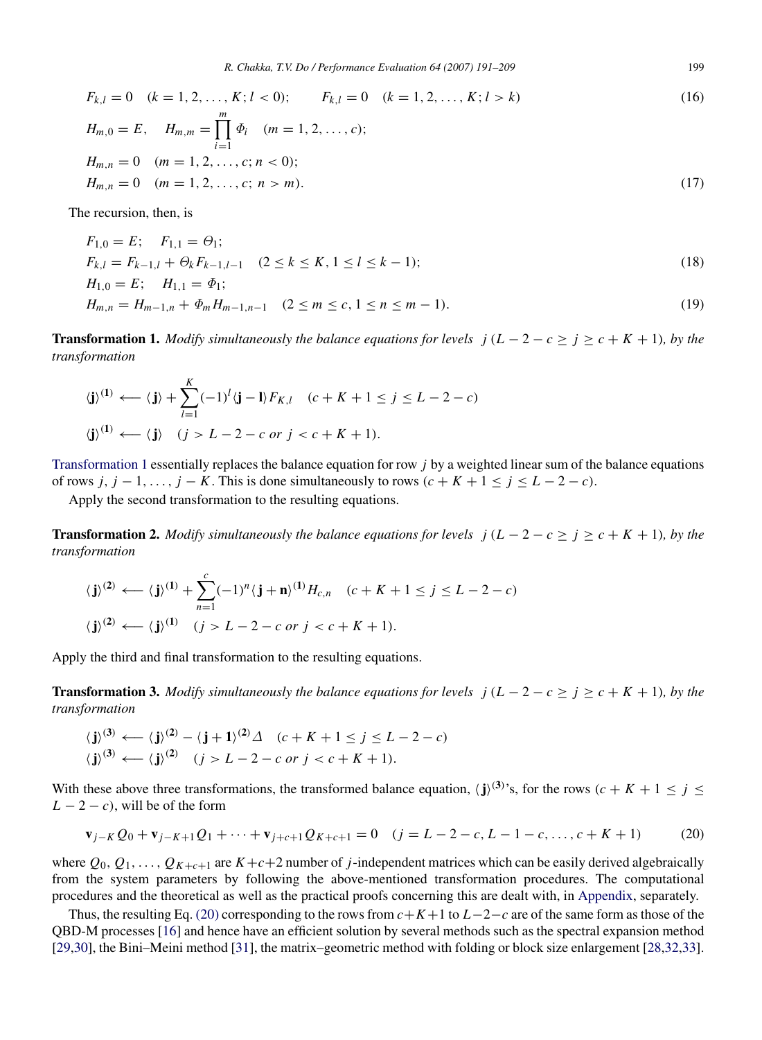$$F_{k,l} = 0 \quad (k = 1, 2, \ldots, K; l < 0); \qquad F_{k,l} = 0 \quad (k = 1, 2, \ldots, K; l > k) \tag{16}$$

$$H_{m,0} = E, \quad H_{m,m} = \prod_{i=1}^{m} \Phi_i \quad (m = 1, 2, \ldots, c);$$
$$H_{m,n} = 0 \quad (m = 1, 2, \ldots, c; n < 0);$$
$$H_{m,n} = 0 \quad (m = 1, 2, \ldots, c; \; n > m). \tag{17}$$

The recursion, then, is

$$F_{1,0} = E; \quad F_{1,1} = \Theta_1;$$
$$F_{k,l} = F_{k-1,l} + \Theta_k F_{k-1,l-1} \quad (2 \le k \le K, 1 \le l \le k-1); \tag{18}$$
$$H_{1,0} = E; \quad H_{1,1} = \Phi_1;$$
$$H_{m,n} = H_{m-1,n} + \Phi_m H_{m-1,n-1} \quad (2 \le m \le c, 1 \le n \le m-1). \tag{19}$$

**Transformation 1.** *Modify simultaneously the balance equations for levels $j$ $(L-2-c \ge j \ge c+K+1)$, by the transformation*

$$\langle \mathbf{j} \rangle^{(\mathbf{1})} \longleftarrow \langle \mathbf{j} \rangle + \sum_{l=1}^{K} (-1)^l \langle \mathbf{j} - \mathbf{l} \rangle F_{K,l} \quad (c+K+1 \le j \le L-2-c)$$
$$\langle \mathbf{j} \rangle^{(\mathbf{1})} \longleftarrow \langle \mathbf{j} \rangle \quad (j > L-2-c \text{ or } j < c+K+1).$$

Transformation 1 essentially replaces the balance equation for row $j$ by a weighted linear sum of the balance equations of rows $j, j-1, \ldots, j-K$. This is done simultaneously to rows $(c+K+1 \le j \le L-2-c)$.

Apply the second transformation to the resulting equations.

**Transformation 2.** *Modify simultaneously the balance equations for levels $j$ $(L-2-c \ge j \ge c+K+1)$, by the transformation*

$$\langle \mathbf{j} \rangle^{(\mathbf{2})} \longleftarrow \langle \mathbf{j} \rangle^{(\mathbf{1})} + \sum_{n=1}^{c} (-1)^n \langle \mathbf{j} + \mathbf{n} \rangle^{(\mathbf{1})} H_{c,n} \quad (c+K+1 \le j \le L-2-c)$$
$$\langle \mathbf{j} \rangle^{(\mathbf{2})} \longleftarrow \langle \mathbf{j} \rangle^{(\mathbf{1})} \quad (j > L-2-c \text{ or } j < c+K+1).$$

Apply the third and final transformation to the resulting equations.

**Transformation 3.** *Modify simultaneously the balance equations for levels $j$ $(L-2-c \ge j \ge c+K+1)$, by the transformation*

$$\langle \mathbf{j} \rangle^{(\mathbf{3})} \longleftarrow \langle \mathbf{j} \rangle^{(\mathbf{2})} - \langle \mathbf{j} + \mathbf{1} \rangle^{(\mathbf{2})} \Delta \quad (c+K+1 \le j \le L-2-c)$$
$$\langle \mathbf{j} \rangle^{(\mathbf{3})} \longleftarrow \langle \mathbf{j} \rangle^{(\mathbf{2})} \quad (j > L-2-c \text{ or } j < c+K+1).$$

With these above three transformations, the transformed balance equation, $\langle \mathbf{j} \rangle^{(\mathbf{3})}$'s, for the rows $(c+K+1 \le j \le L-2-c)$, will be of the form

$$\mathbf{v}_{j-K} Q_0 + \mathbf{v}_{j-K+1} Q_1 + \cdots + \mathbf{v}_{j+c+1} Q_{K+c+1} = 0 \quad (j = L-2-c, L-1-c, \ldots, c+K+1) \tag{20}$$

where $Q_0, Q_1, \ldots, Q_{K+c+1}$ are $K+c+2$ number of $j$-independent matrices which can be easily derived algebraically from the system parameters by following the above-mentioned transformation procedures. The computational procedures and the theoretical as well as the practical proofs concerning this are dealt with, in Appendix, separately.

Thus, the resulting Eq. (20) corresponding to the rows from $c+K+1$ to $L-2-c$ are of the same form as those of the QBD-M processes [16] and hence have an efficient solution by several methods such as the spectral expansion method [29,30], the Bini–Meini method [31], the matrix–geometric method with folding or block size enlargement [28,32,33].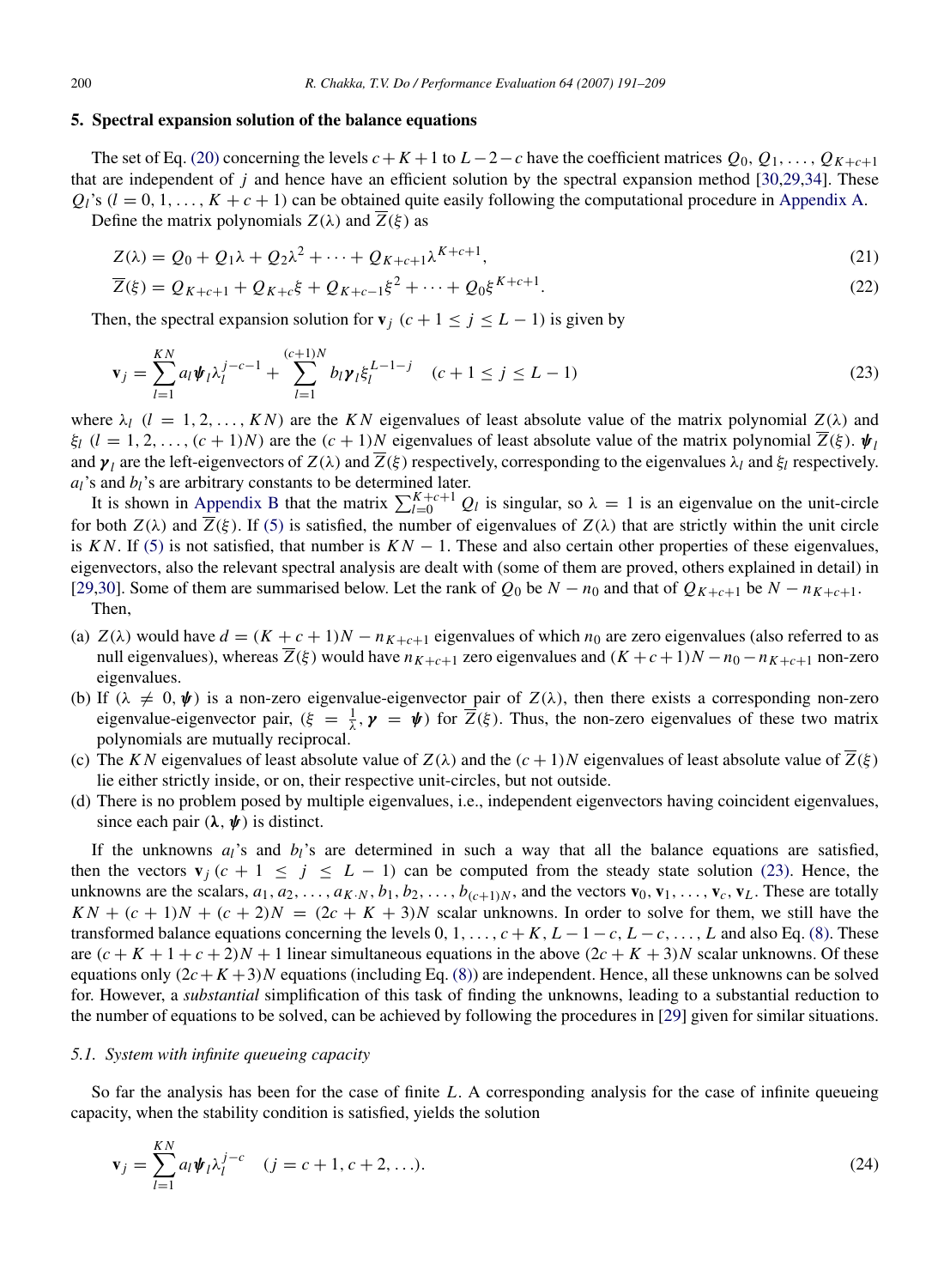## 5. Spectral expansion solution of the balance equations

The set of Eq. (20) concerning the levels $c+K+1$ to $L-2-c$ have the coefficient matrices $Q_0, Q_1, \ldots, Q_{K+c+1}$ that are independent of $j$ and hence have an efficient solution by the spectral expansion method [30,29,34]. These $Q_l$'s ($l = 0, 1, \ldots, K+c+1$) can be obtained quite easily following the computational procedure in Appendix A.

Define the matrix polynomials $Z(\lambda)$ and $\overline{Z}(\xi)$ as

$$Z(\lambda) = Q_0 + Q_1\lambda + Q_2\lambda^2 + \cdots + Q_{K+c+1}\lambda^{K+c+1}, \tag{21}$$

$$\overline{Z}(\xi) = Q_{K+c+1} + Q_{K+c}\xi + Q_{K+c-1}\xi^2 + \cdots + Q_0\xi^{K+c+1}. \tag{22}$$

Then, the spectral expansion solution for $\mathbf{v}_j$ ($c+1 \le j \le L-1$) is given by

$$\mathbf{v}_j = \sum_{l=1}^{KN} a_l \boldsymbol{\psi}_l \lambda_l^{j-c-1} + \sum_{l=1}^{(c+1)N} b_l \boldsymbol{\gamma}_l \xi_l^{L-1-j} \quad (c+1 \le j \le L-1) \tag{23}$$

where $\lambda_l$ ($l = 1, 2, \ldots, KN$) are the $KN$ eigenvalues of least absolute value of the matrix polynomial $Z(\lambda)$ and $\xi_l$ ($l = 1, 2, \ldots, (c+1)N$) are the $(c+1)N$ eigenvalues of least absolute value of the matrix polynomial $\overline{Z}(\xi)$. $\boldsymbol{\psi}_l$ and $\boldsymbol{\gamma}_l$ are the left-eigenvectors of $Z(\lambda)$ and $\overline{Z}(\xi)$ respectively, corresponding to the eigenvalues $\lambda_l$ and $\xi_l$ respectively. $a_l$'s and $b_l$'s are arbitrary constants to be determined later.

It is shown in Appendix B that the matrix $\sum_{l=0}^{K+c+1} Q_l$ is singular, so $\lambda = 1$ is an eigenvalue on the unit-circle for both $Z(\lambda)$ and $\overline{Z}(\xi)$. If (5) is satisfied, the number of eigenvalues of $Z(\lambda)$ that are strictly within the unit circle is $KN$. If (5) is not satisfied, that number is $KN-1$. These and also certain other properties of these eigenvalues, eigenvectors, also the relevant spectral analysis are dealt with (some of them are proved, others explained in detail) in [29,30]. Some of them are summarised below. Let the rank of $Q_0$ be $N - n_0$ and that of $Q_{K+c+1}$ be $N - n_{K+c+1}$. Then,

(a) $Z(\lambda)$ would have $d = (K+c+1)N - n_{K+c+1}$ eigenvalues of which $n_0$ are zero eigenvalues (also referred to as null eigenvalues), whereas $\overline{Z}(\xi)$ would have $n_{K+c+1}$ zero eigenvalues and $(K+c+1)N - n_0 - n_{K+c+1}$ non-zero eigenvalues.

(b) If ($\lambda \neq 0, \boldsymbol{\psi}$) is a non-zero eigenvalue-eigenvector pair of $Z(\lambda)$, then there exists a corresponding non-zero eigenvalue-eigenvector pair, ($\xi = \frac{1}{\lambda}, \boldsymbol{\gamma} = \boldsymbol{\psi}$) for $\overline{Z}(\xi)$. Thus, the non-zero eigenvalues of these two matrix polynomials are mutually reciprocal.

(c) The $KN$ eigenvalues of least absolute value of $Z(\lambda)$ and the $(c+1)N$ eigenvalues of least absolute value of $\overline{Z}(\xi)$ lie either strictly inside, or on, their respective unit-circles, but not outside.

(d) There is no problem posed by multiple eigenvalues, i.e., independent eigenvectors having coincident eigenvalues, since each pair ($\boldsymbol{\lambda}, \boldsymbol{\psi}$) is distinct.

If the unknowns $a_l$'s and $b_l$'s are determined in such a way that all the balance equations are satisfied, then the vectors $\mathbf{v}_j$ ($c+1 \le j \le L-1$) can be computed from the steady state solution (23). Hence, the unknowns are the scalars, $a_1, a_2, \ldots, a_{K \cdot N}, b_1, b_2, \ldots, b_{(c+1)N}$, and the vectors $\mathbf{v}_0, \mathbf{v}_1, \ldots, \mathbf{v}_c, \mathbf{v}_L$. These are totally $KN + (c+1)N + (c+2)N = (2c+K+3)N$ scalar unknowns. In order to solve for them, we still have the transformed balance equations concerning the levels $0, 1, \ldots, c+K, L-1-c, L-c, \ldots, L$ and also Eq. (8). These are $(c+K+1+c+2)N+1$ linear simultaneous equations in the above $(2c+K+3)N$ scalar unknowns. Of these equations only $(2c+K+3)N$ equations (including Eq. (8)) are independent. Hence, all these unknowns can be solved for. However, a *substantial* simplification of this task of finding the unknowns, leading to a substantial reduction to the number of equations to be solved, can be achieved by following the procedures in [29] given for similar situations.

### 5.1. System with infinite queueing capacity

So far the analysis has been for the case of finite $L$. A corresponding analysis for the case of infinite queueing capacity, when the stability condition is satisfied, yields the solution

$$\mathbf{v}_j = \sum_{l=1}^{KN} a_l \boldsymbol{\psi}_l \lambda_l^{j-c} \quad (j = c+1, c+2, \ldots). \tag{24}$$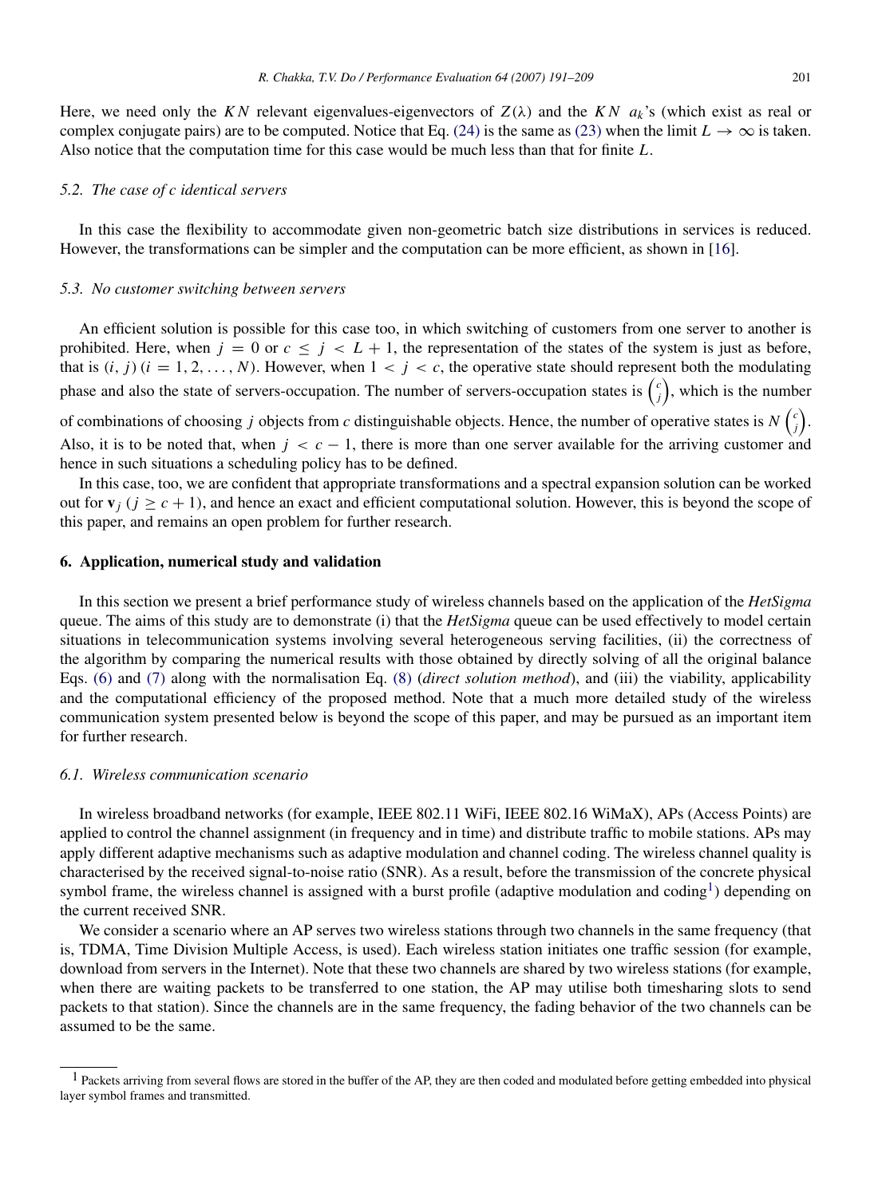Here, we need only the $KN$ relevant eigenvalues-eigenvectors of $Z(\lambda)$ and the $KN$ $a_k$'s (which exist as real or complex conjugate pairs) are to be computed. Notice that Eq. (24) is the same as (23) when the limit $L \to \infty$ is taken. Also notice that the computation time for this case would be much less than that for finite $L$.

### 5.2. The case of c identical servers

In this case the flexibility to accommodate given non-geometric batch size distributions in services is reduced. However, the transformations can be simpler and the computation can be more efficient, as shown in [16].

### 5.3. No customer switching between servers

An efficient solution is possible for this case too, in which switching of customers from one server to another is prohibited. Here, when $j = 0$ or $c \leq j < L + 1$, the representation of the states of the system is just as before, that is $(i, j)$ $(i = 1, 2, \ldots, N)$. However, when $1 < j < c$, the operative state should represent both the modulating phase and also the state of servers-occupation. The number of servers-occupation states is $\binom{c}{j}$, which is the number of combinations of choosing $j$ objects from $c$ distinguishable objects. Hence, the number of operative states is $N\binom{c}{j}$. Also, it is to be noted that, when $j < c - 1$, there is more than one server available for the arriving customer and hence in such situations a scheduling policy has to be defined.

In this case, too, we are confident that appropriate transformations and a spectral expansion solution can be worked out for $\mathbf{v}_j$ $(j \geq c + 1)$, and hence an exact and efficient computational solution. However, this is beyond the scope of this paper, and remains an open problem for further research.

## 6. Application, numerical study and validation

In this section we present a brief performance study of wireless channels based on the application of the *HetSigma* queue. The aims of this study are to demonstrate (i) that the *HetSigma* queue can be used effectively to model certain situations in telecommunication systems involving several heterogeneous serving facilities, (ii) the correctness of the algorithm by comparing the numerical results with those obtained by directly solving of all the original balance Eqs. (6) and (7) along with the normalisation Eq. (8) (*direct solution method*), and (iii) the viability, applicability and the computational efficiency of the proposed method. Note that a much more detailed study of the wireless communication system presented below is beyond the scope of this paper, and may be pursued as an important item for further research.

### 6.1. Wireless communication scenario

In wireless broadband networks (for example, IEEE 802.11 WiFi, IEEE 802.16 WiMaX), APs (Access Points) are applied to control the channel assignment (in frequency and in time) and distribute traffic to mobile stations. APs may apply different adaptive mechanisms such as adaptive modulation and channel coding. The wireless channel quality is characterised by the received signal-to-noise ratio (SNR). As a result, before the transmission of the concrete physical symbol frame, the wireless channel is assigned with a burst profile (adaptive modulation and coding[1]) depending on the current received SNR.

We consider a scenario where an AP serves two wireless stations through two channels in the same frequency (that is, TDMA, Time Division Multiple Access, is used). Each wireless station initiates one traffic session (for example, download from servers in the Internet). Note that these two channels are shared by two wireless stations (for example, when there are waiting packets to be transferred to one station, the AP may utilise both timesharing slots to send packets to that station). Since the channels are in the same frequency, the fading behavior of the two channels can be assumed to be the same.

[1] Packets arriving from several flows are stored in the buffer of the AP, they are then coded and modulated before getting embedded into physical layer symbol frames and transmitted.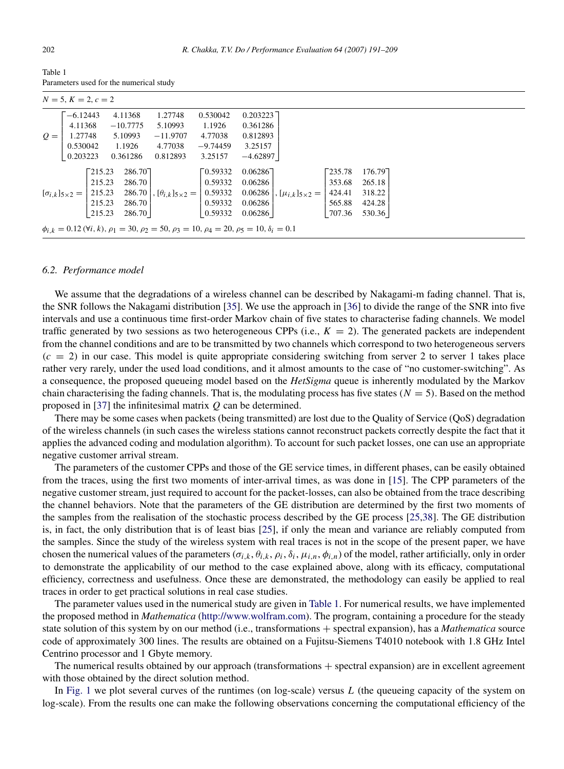Table 1
Parameters used for the numerical study

$N = 5$, $K = 2$, $c = 2$

$$Q = \begin{bmatrix} -6.12443 & 4.11368 & 1.27748 & 0.530042 & 0.203223 \\ 4.11368 & -10.7775 & 5.10993 & 1.1926 & 0.361286 \\ 1.27748 & 5.10993 & -11.9707 & 4.77038 & 0.812893 \\ 0.530042 & 1.1926 & 4.77038 & -9.74459 & 3.25157 \\ 0.203223 & 0.361286 & 0.812893 & 3.25157 & -4.62897 \end{bmatrix}$$

$$[\sigma_{i,k}]_{5\times 2} = \begin{bmatrix} 215.23 & 286.70 \\ 215.23 & 286.70 \\ 215.23 & 286.70 \\ 215.23 & 286.70 \\ 215.23 & 286.70 \end{bmatrix}, [\theta_{i,k}]_{5\times 2} = \begin{bmatrix} 0.59332 & 0.06286 \\ 0.59332 & 0.06286 \\ 0.59332 & 0.06286 \\ 0.59332 & 0.06286 \\ 0.59332 & 0.06286 \end{bmatrix}, [\mu_{i,k}]_{5\times 2} = \begin{bmatrix} 235.78 & 176.79 \\ 353.68 & 265.18 \\ 424.41 & 318.22 \\ 565.88 & 424.28 \\ 707.36 & 530.36 \end{bmatrix}$$

$\phi_{i,k} = 0.12\ (\forall i, k)$, $\rho_1 = 30$, $\rho_2 = 50$, $\rho_3 = 10$, $\rho_4 = 20$, $\rho_5 = 10$, $\delta_i = 0.1$

### 6.2. Performance model

We assume that the degradations of a wireless channel can be described by Nakagami-m fading channel. That is, the SNR follows the Nakagami distribution [35]. We use the approach in [36] to divide the range of the SNR into five intervals and use a continuous time first-order Markov chain of five states to characterise fading channels. We model traffic generated by two sessions as two heterogeneous CPPs (i.e., $K = 2$). The generated packets are independent from the channel conditions and are to be transmitted by two channels which correspond to two heterogeneous servers ($c = 2$) in our case. This model is quite appropriate considering switching from server 2 to server 1 takes place rather very rarely, under the used load conditions, and it almost amounts to the case of "no customer-switching". As a consequence, the proposed queueing model based on the *HetSigma* queue is inherently modulated by the Markov chain characterising the fading channels. That is, the modulating process has five states ($N = 5$). Based on the method proposed in [37] the infinitesimal matrix $Q$ can be determined.

There may be some cases when packets (being transmitted) are lost due to the Quality of Service (QoS) degradation of the wireless channels (in such cases the wireless stations cannot reconstruct packets correctly despite the fact that it applies the advanced coding and modulation algorithm). To account for such packet losses, one can use an appropriate negative customer arrival stream.

The parameters of the customer CPPs and those of the GE service times, in different phases, can be easily obtained from the traces, using the first two moments of inter-arrival times, as was done in [15]. The CPP parameters of the negative customer stream, just required to account for the packet-losses, can also be obtained from the trace describing the channel behaviors. Note that the parameters of the GE distribution are determined by the first two moments of the samples from the realisation of the stochastic process described by the GE process [25,38]. The GE distribution is, in fact, the only distribution that is of least bias [25], if only the mean and variance are reliably computed from the samples. Since the study of the wireless system with real traces is not in the scope of the present paper, we have chosen the numerical values of the parameters ($\sigma_{i,k}, \theta_{i,k}, \rho_i, \delta_i, \mu_{i,n}, \phi_{i,n}$) of the model, rather artificially, only in order to demonstrate the applicability of our method to the case explained above, along with its efficacy, computational efficiency, correctness and usefulness. Once these are demonstrated, the methodology can easily be applied to real traces in order to get practical solutions in real case studies.

The parameter values used in the numerical study are given in Table 1. For numerical results, we have implemented the proposed method in *Mathematica* (http://www.wolfram.com). The program, containing a procedure for the steady state solution of this system by on our method (i.e., transformations + spectral expansion), has a *Mathematica* source code of approximately 300 lines. The results are obtained on a Fujitsu-Siemens T4010 notebook with 1.8 GHz Intel Centrino processor and 1 Gbyte memory.

The numerical results obtained by our approach (transformations + spectral expansion) are in excellent agreement with those obtained by the direct solution method.

In Fig. 1 we plot several curves of the runtimes (on log-scale) versus $L$ (the queueing capacity of the system on log-scale). From the results one can make the following observations concerning the computational efficiency of the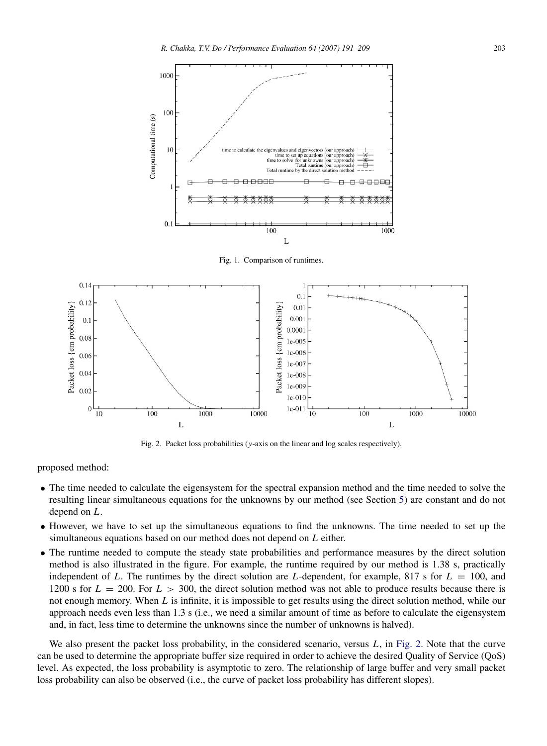Fig. 1. Comparison of runtimes.

Fig. 2. Packet loss probabilities ($y$-axis on the linear and log scales respectively).

proposed method:

- The time needed to calculate the eigensystem for the spectral expansion method and the time needed to solve the resulting linear simultaneous equations for the unknowns by our method (see Section 5) are constant and do not depend on $L$.
- However, we have to set up the simultaneous equations to find the unknowns. The time needed to set up the simultaneous equations based on our method does not depend on $L$ either.
- The runtime needed to compute the steady state probabilities and performance measures by the direct solution method is also illustrated in the figure. For example, the runtime required by our method is 1.38 s, practically independent of $L$. The runtimes by the direct solution are $L$-dependent, for example, 817 s for $L = 100$, and 1200 s for $L = 200$. For $L > 300$, the direct solution method was not able to produce results because there is not enough memory. When $L$ is infinite, it is impossible to get results using the direct solution method, while our approach needs even less than 1.3 s (i.e., we need a similar amount of time as before to calculate the eigensystem and, in fact, less time to determine the unknowns since the number of unknowns is halved).

We also present the packet loss probability, in the considered scenario, versus $L$, in Fig. 2. Note that the curve can be used to determine the appropriate buffer size required in order to achieve the desired Quality of Service (QoS) level. As expected, the loss probability is asymptotic to zero. The relationship of large buffer and very small packet loss probability can also be observed (i.e., the curve of packet loss probability has different slopes).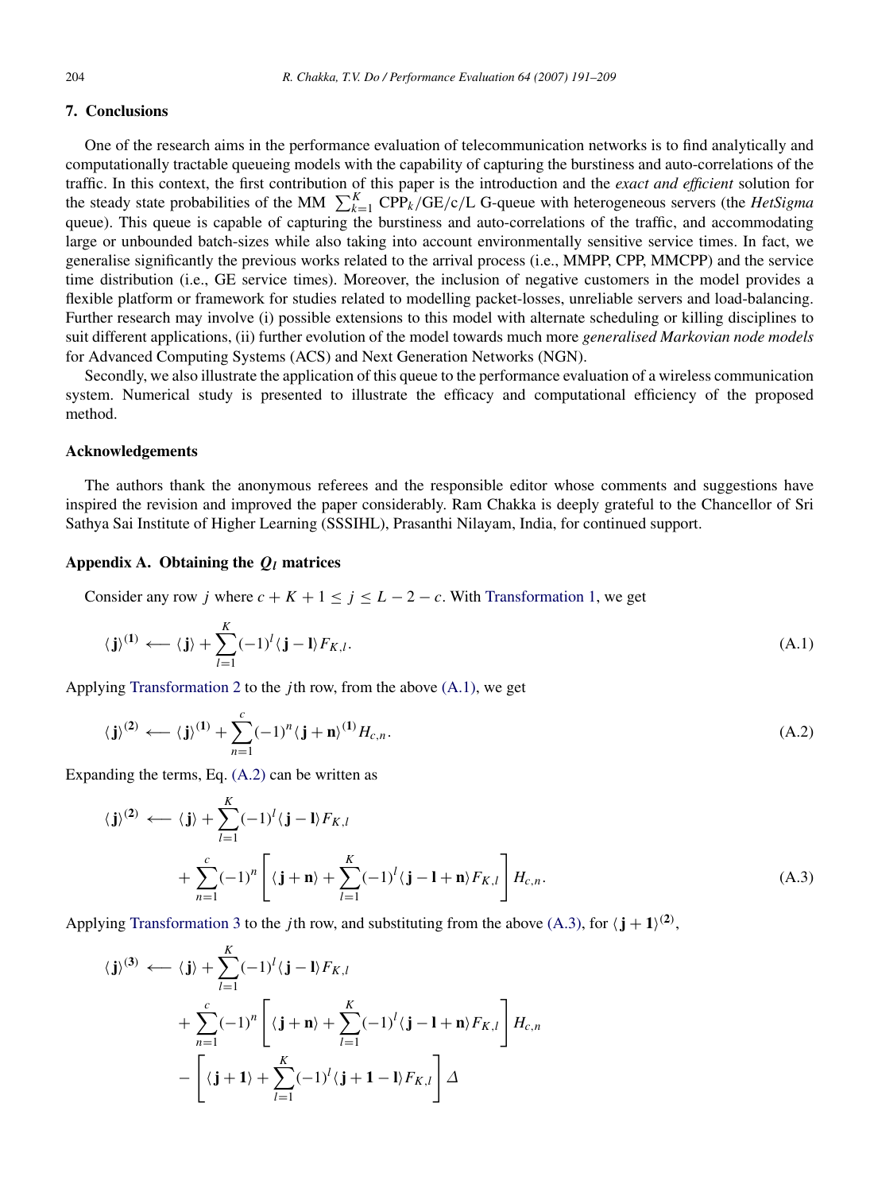## 7. Conclusions

One of the research aims in the performance evaluation of telecommunication networks is to find analytically and computationally tractable queueing models with the capability of capturing the burstiness and auto-correlations of the traffic. In this context, the first contribution of this paper is the introduction and the *exact and efficient* solution for the steady state probabilities of the MM $\sum_{k=1}^{K}$ CPP$_k$/GE/c/L G-queue with heterogeneous servers (the *HetSigma* queue). This queue is capable of capturing the burstiness and auto-correlations of the traffic, and accommodating large or unbounded batch-sizes while also taking into account environmentally sensitive service times. In fact, we generalise significantly the previous works related to the arrival process (i.e., MMPP, CPP, MMCPP) and the service time distribution (i.e., GE service times). Moreover, the inclusion of negative customers in the model provides a flexible platform or framework for studies related to modelling packet-losses, unreliable servers and load-balancing. Further research may involve (i) possible extensions to this model with alternate scheduling or killing disciplines to suit different applications, (ii) further evolution of the model towards much more *generalised Markovian node models* for Advanced Computing Systems (ACS) and Next Generation Networks (NGN).

Secondly, we also illustrate the application of this queue to the performance evaluation of a wireless communication system. Numerical study is presented to illustrate the efficacy and computational efficiency of the proposed method.

## Acknowledgements

The authors thank the anonymous referees and the responsible editor whose comments and suggestions have inspired the revision and improved the paper considerably. Ram Chakka is deeply grateful to the Chancellor of Sri Sathya Sai Institute of Higher Learning (SSSIHL), Prasanthi Nilayam, India, for continued support.

## Appendix A. Obtaining the $Q_l$ matrices

Consider any row $j$ where $c + K + 1 \le j \le L - 2 - c$. With Transformation 1, we get

$$\langle \mathbf{j} \rangle^{(1)} \longleftarrow \langle \mathbf{j} \rangle + \sum_{l=1}^{K} (-1)^l \langle \mathbf{j} - \mathbf{l} \rangle F_{K,l}. \tag{A.1}$$

Applying Transformation 2 to the $j$th row, from the above (A.1), we get

$$\langle \mathbf{j} \rangle^{(2)} \longleftarrow \langle \mathbf{j} \rangle^{(1)} + \sum_{n=1}^{c} (-1)^n \langle \mathbf{j} + \mathbf{n} \rangle^{(1)} H_{c,n}. \tag{A.2}$$

Expanding the terms, Eq. (A.2) can be written as

$$\begin{aligned}\langle \mathbf{j} \rangle^{(2)} \longleftarrow\ & \langle \mathbf{j} \rangle + \sum_{l=1}^{K} (-1)^l \langle \mathbf{j} - \mathbf{l} \rangle F_{K,l} \\ & + \sum_{n=1}^{c} (-1)^n \left[ \langle \mathbf{j} + \mathbf{n} \rangle + \sum_{l=1}^{K} (-1)^l \langle \mathbf{j} - \mathbf{l} + \mathbf{n} \rangle F_{K,l} \right] H_{c,n}.\end{aligned} \tag{A.3}$$

Applying Transformation 3 to the $j$th row, and substituting from the above (A.3), for $\langle \mathbf{j} + \mathbf{1} \rangle^{(2)}$,

$$\begin{aligned}\langle \mathbf{j} \rangle^{(3)} \longleftarrow\ & \langle \mathbf{j} \rangle + \sum_{l=1}^{K} (-1)^l \langle \mathbf{j} - \mathbf{l} \rangle F_{K,l} \\ & + \sum_{n=1}^{c} (-1)^n \left[ \langle \mathbf{j} + \mathbf{n} \rangle + \sum_{l=1}^{K} (-1)^l \langle \mathbf{j} - \mathbf{l} + \mathbf{n} \rangle F_{K,l} \right] H_{c,n} \\ & - \left[ \langle \mathbf{j} + \mathbf{1} \rangle + \sum_{l=1}^{K} (-1)^l \langle \mathbf{j} + \mathbf{1} - \mathbf{l} \rangle F_{K,l} \right] \Delta\end{aligned}$$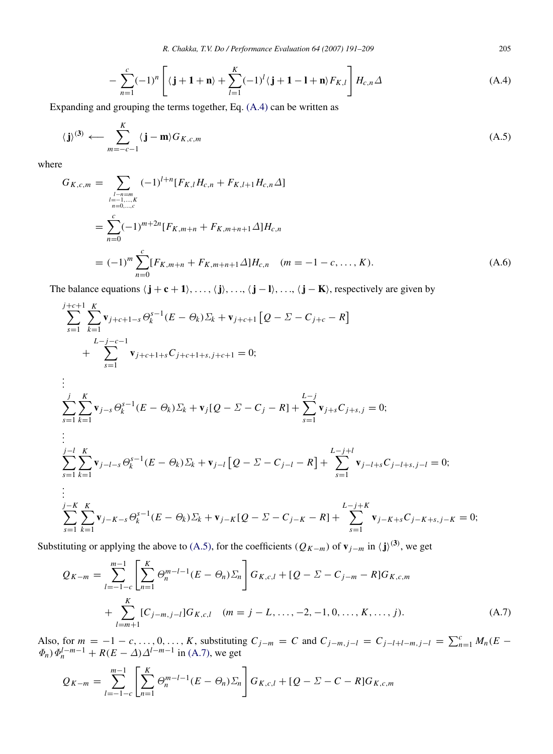$$
- \sum_{n=1}^{c} (-1)^n \left[ \langle \mathbf{j} + \mathbf{1} + \mathbf{n} \rangle + \sum_{l=1}^{K} (-1)^l \langle \mathbf{j} + \mathbf{1} - \mathbf{l} + \mathbf{n} \rangle F_{K,l} \right] H_{c,n} \Delta \tag{A.4}
$$

Expanding and grouping the terms together, Eq. (A.4) can be written as

$$
\langle \mathbf{j} \rangle^{(\mathbf{3})} \longleftarrow \sum_{m=-c-1}^{K} \langle \mathbf{j} - \mathbf{m} \rangle G_{K,c,m} \tag{A.5}
$$

where

$$
\begin{aligned}
G_{K,c,m} &= \sum_{\substack{l-n=m \\ l=-1,\ldots,K \\ n=0,\ldots,c}} (-1)^{l+n} [F_{K,l} H_{c,n} + F_{K,l+1} H_{c,n} \Delta] \\
&= \sum_{n=0}^{c} (-1)^{m+2n} [F_{K,m+n} + F_{K,m+n+1} \Delta] H_{c,n} \\
&= (-1)^m \sum_{n=0}^{c} [F_{K,m+n} + F_{K,m+n+1} \Delta] H_{c,n} \quad (m = -1-c, \ldots, K).
\end{aligned} \tag{A.6}
$$

The balance equations $\langle \mathbf{j} + \mathbf{c} + \mathbf{1} \rangle, \ldots, \langle \mathbf{j} \rangle, \ldots, \langle \mathbf{j} - \mathbf{l} \rangle, \ldots, \langle \mathbf{j} - \mathbf{K} \rangle$, respectively are given by

$$
\begin{aligned}
&\sum_{s=1}^{j+c+1} \sum_{k=1}^{K} \mathbf{v}_{j+c+1-s} \Theta_k^{s-1} (E - \Theta_k) \Sigma_k + \mathbf{v}_{j+c+1} \left[ Q - \Sigma - C_{j+c} - R \right] \\
&\qquad + \sum_{s=1}^{L-j-c-1} \mathbf{v}_{j+c+1+s} C_{j+c+1+s, j+c+1} = 0; \\
&\vdots \\
&\sum_{s=1}^{j} \sum_{k=1}^{K} \mathbf{v}_{j-s} \Theta_k^{s-1} (E - \Theta_k) \Sigma_k + \mathbf{v}_j [Q - \Sigma - C_j - R] + \sum_{s=1}^{L-j} \mathbf{v}_{j+s} C_{j+s,j} = 0; \\
&\vdots \\
&\sum_{s=1}^{j-l} \sum_{k=1}^{K} \mathbf{v}_{j-l-s} \Theta_k^{s-1} (E - \Theta_k) \Sigma_k + \mathbf{v}_{j-l} \left[ Q - \Sigma - C_{j-l} - R \right] + \sum_{s=1}^{L-j+l} \mathbf{v}_{j-l+s} C_{j-l+s, j-l} = 0; \\
&\vdots \\
&\sum_{s=1}^{j-K} \sum_{k=1}^{K} \mathbf{v}_{j-K-s} \Theta_k^{s-1} (E - \Theta_k) \Sigma_k + \mathbf{v}_{j-K} [Q - \Sigma - C_{j-K} - R] + \sum_{s=1}^{L-j+K} \mathbf{v}_{j-K+s} C_{j-K+s, j-K} = 0;
\end{aligned}
$$

Substituting or applying the above to (A.5), for the coefficients ($Q_{K-m}$) of $\mathbf{v}_{j-m}$ in $\langle \mathbf{j} \rangle^{(\mathbf{3})}$, we get

$$
\begin{aligned}
Q_{K-m} &= \sum_{l=-1-c}^{m-1} \left[ \sum_{n=1}^{K} \Theta_n^{m-l-1} (E - \Theta_n) \Sigma_n \right] G_{K,c,l} + [Q - \Sigma - C_{j-m} - R] G_{K,c,m} \\
&\quad + \sum_{l=m+1}^{K} [C_{j-m, j-l}] G_{K,c,l} \quad (m = j - L, \ldots, -2, -1, 0, \ldots, K, \ldots, j).
\end{aligned} \tag{A.7}
$$

Also, for $m = -1-c, \ldots, 0, \ldots, K$, substituting $C_{j-m} = C$ and $C_{j-m,j-l} = C_{j-l+l-m,j-l} = \sum_{n=1}^{c} M_n (E - \Phi_n) \Phi_n^{l-m-1} + R(E - \Delta) \Delta^{l-m-1}$ in (A.7), we get

$$
Q_{K-m} = \sum_{l=-1-c}^{m-1} \left[ \sum_{n=1}^{K} \Theta_n^{m-l-1} (E - \Theta_n) \Sigma_n \right] G_{K,c,l} + [Q - \Sigma - C - R] G_{K,c,m}
$$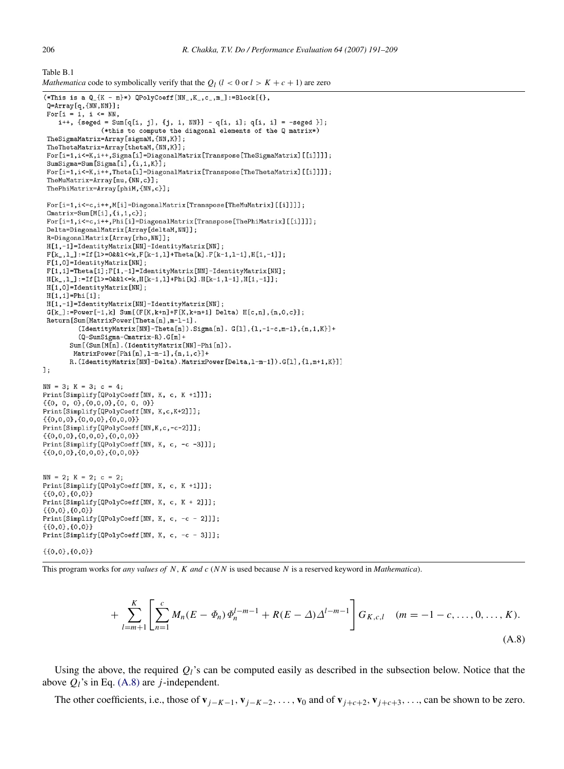Table B.1

*Mathematica* code to symbolically verify that the $Q_l$ ($l < 0$ or $l > K + c + 1$) are zero

```
(*This is a Q_{K - m}*) QPolyCoeff[NN_,K_,c_,m_]:=Block[{},
 Q=Array[q,{NN,NN}];
 For[i = 1, i <= NN,
    i++, {seged = Sum[q[i, j], {j, 1, NN}] - q[i, i]; q[i, i] = -seged }];
             (*this to compute the diagonal elements of the Q matrix*)
 TheSigmaMatrix=Array[sigmaM,{NN,K}];
 TheThetaMatrix=Array[thetaM,{NN,K}];
 For[i=1,i<=K,i++,Sigma[i]=DiagonalMatrix[Transpose[TheSigmaMatrix][[i]]]];
 SumSigma=Sum[Sigma[i],{i,1,K}];
 For[i=1,i<=K,i++,Theta[i]=DiagonalMatrix[Transpose[TheThetaMatrix][[i]]]];
 TheMuMatrix=Array[mu,{NN,c}];
 ThePhiMatrix=Array[phiM,{NN,c}];

 For[i=1,i<=c,i++,M[i]=DiagonalMatrix[Transpose[TheMuMatrix][[i]]]];
 Cmatrix=Sum[M[i],{i,1,c}];
 For[i=1,i<=c,i++,Phi[i]=DiagonalMatrix[Transpose[ThePhiMatrix][[i]]]];
 Delta=DiagonalMatrix[Array[deltaM,NN]];
 R=DiagonalMatrix[Array[rho,NN]];
 H[1,-1]=IdentityMatrix[NN]-IdentityMatrix[NN];
 F[k_,l_]:=If[l>=0&&l<=k,F[k-1,l]+Theta[k].F[k-1,l-1],H[1,-1]];
 F[1,0]=IdentityMatrix[NN];
 F[1,1]=Theta[1];F[1,-1]=IdentityMatrix[NN]-IdentityMatrix[NN];
 H[k_,l_]:=If[l>=0&&l<=k,H[k-1,l]+Phi[k].H[k-1,l-1],H[1,-1]];
 H[1,0]=IdentityMatrix[NN];
 H[1,1]=Phi[1];
 H[1,-1]=IdentityMatrix[NN]-IdentityMatrix[NN];
 G[k_]:=Power[-1,k] Sum[(F[K,k+n]+F[K,k+n+1] Delta) H[c,n],{n,0,c}];
 Return[Sum[MatrixPower[Theta[n],m-l-1].
        (IdentityMatrix[NN]-Theta[n]).Sigma[n]. G[l],{l,-1-c,m-1},{n,1,K}]+
        (Q-SumSigma-Cmatrix-R).G[m]+
      Sum[(Sum[M[n].(IdentityMatrix[NN]-Phi[n]).
       MatrixPower[Phi[n],l-m-1],{n,1,c}]+
      R.(IdentityMatrix[NN]-Delta).MatrixPower[Delta,l-m-1]).G[l],{l,m+1,K}]]
];

NN = 3; K = 3; c = 4;
Print[Simplify[QPolyCoeff[NN, K, c, K +1]]];
{{0, 0, 0},{0,0,0},{0, 0, 0}}
Print[Simplify[QPolyCoeff[NN, K,c,K+2]]];
{{0,0,0},{0,0,0},{0,0,0}}
Print[Simplify[QPolyCoeff[NN,K,c,-c-2]]];
{{0,0,0},{0,0,0},{0,0,0}}
Print[Simplify[QPolyCoeff[NN, K, c, -c -3]]];
{{0,0,0},{0,0,0},{0,0,0}}


NN = 2; K = 2; c = 2;
Print[Simplify[QPolyCoeff[NN, K, c, K +1]]];
{{0,0},{0,0}}
Print[Simplify[QPolyCoeff[NN, K, c, K + 2]]];
{{0,0},{0,0}}
Print[Simplify[QPolyCoeff[NN, K, c, -c - 2]]];
{{0,0},{0,0}}
Print[Simplify[QPolyCoeff[NN, K, c, -c - 3]]];

{{0,0},{0,0}}
```

This program works for *any values of* $N$, $K$ *and* $c$ ($NN$ is used because $N$ is a reserved keyword in *Mathematica*).

$$+\sum_{l=m+1}^{K}\left[\sum_{n=1}^{c} M_n(E-\Phi_n)\,\Phi_n^{l-m-1}+R(E-\Delta)\Delta^{l-m-1}\right]G_{K,c,l}\quad (m=-1-c,\ldots,0,\ldots,K). \tag{A.8}$$

Using the above, the required $Q_l$'s can be computed easily as described in the subsection below. Notice that the above $Q_l$'s in Eq. (A.8) are $j$-independent.

The other coefficients, i.e., those of $\mathbf{v}_{j-K-1}, \mathbf{v}_{j-K-2}, \ldots, \mathbf{v}_0$ and of $\mathbf{v}_{j+c+2}, \mathbf{v}_{j+c+3}, \ldots$, can be shown to be zero.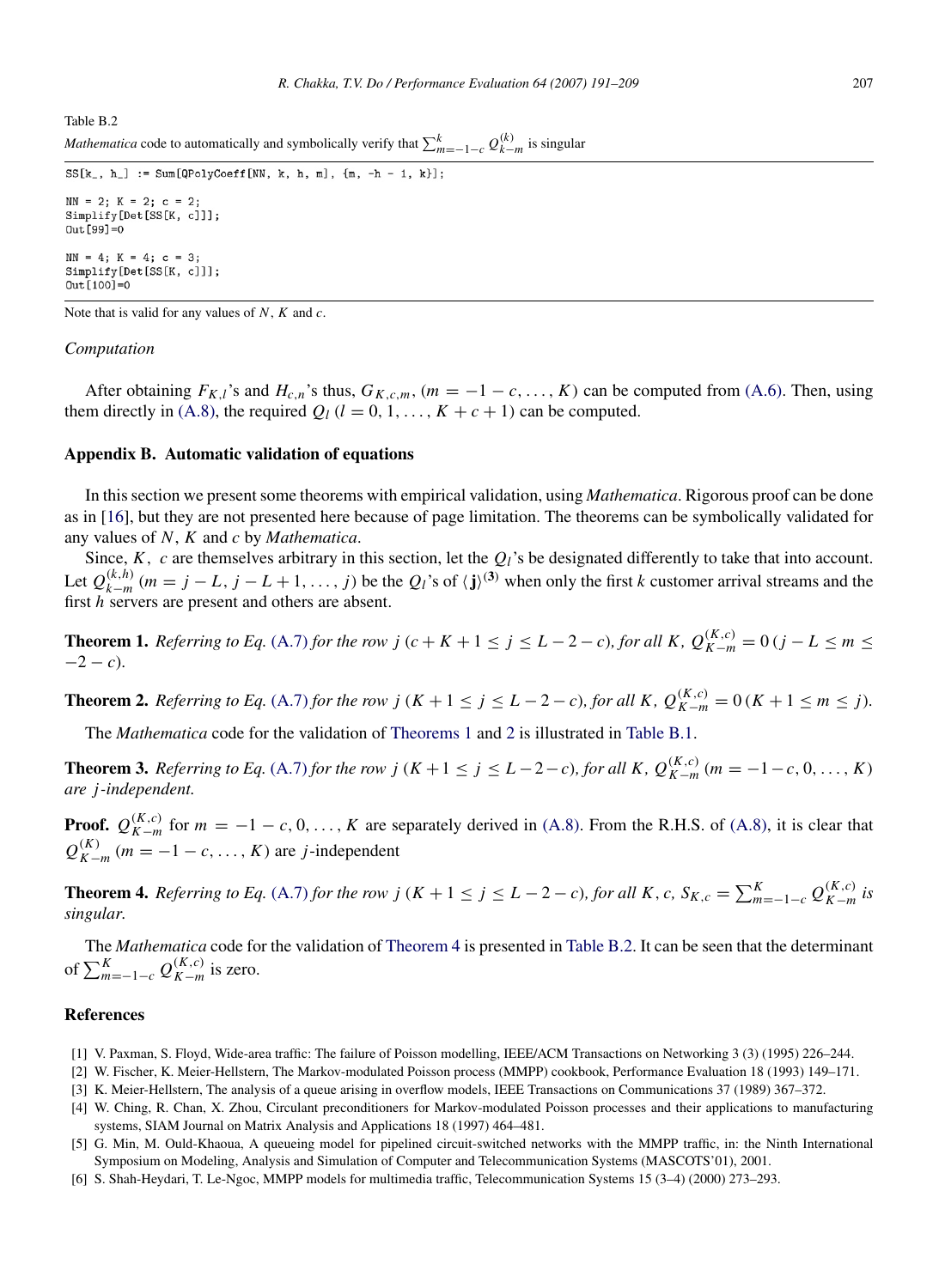Table B.2

*Mathematica* code to automatically and symbolically verify that $\sum_{m=-1-c}^{k} Q_{k-m}^{(k)}$ is singular

```
SS[k_, h_] := Sum[QPolyCoeff[NN, k, h, m], {m, -h - 1, k}];

NN = 2; K = 2; c = 2;
Simplify[Det[SS[K, c]]];
Out[99]=0

NN = 4; K = 4; c = 3;
Simplify[Det[SS[K, c]]];
Out[100]=0
```

Note that is valid for any values of $N$, $K$ and $c$.

*Computation*

After obtaining $F_{K,l}$'s and $H_{c,n}$'s thus, $G_{K,c,m}$, $(m = -1 - c, \ldots, K)$ can be computed from (A.6). Then, using them directly in (A.8), the required $Q_l$ $(l = 0, 1, \ldots, K + c + 1)$ can be computed.

## Appendix B. Automatic validation of equations

In this section we present some theorems with empirical validation, using *Mathematica*. Rigorous proof can be done as in [16], but they are not presented here because of page limitation. The theorems can be symbolically validated for any values of $N$, $K$ and $c$ by *Mathematica*.

Since, $K$, $c$ are themselves arbitrary in this section, let the $Q_l$'s be designated differently to take that into account. Let $Q_{k-m}^{(k,h)}$ $(m = j - L, j - L + 1, \ldots, j)$ be the $Q_l$'s of $\langle \mathbf{j} \rangle^{(\mathbf{3})}$ when only the first $k$ customer arrival streams and the first $h$ servers are present and others are absent.

**Theorem 1.** *Referring to Eq. (A.7) for the row $j$ $(c + K + 1 \le j \le L - 2 - c)$, for all $K$, $Q_{K-m}^{(K,c)} = 0$ $(j - L \le m \le -2 - c)$.*

**Theorem 2.** *Referring to Eq. (A.7) for the row $j$ $(K + 1 \le j \le L - 2 - c)$, for all $K$, $Q_{K-m}^{(K,c)} = 0$ $(K + 1 \le m \le j)$.*

The *Mathematica* code for the validation of Theorems 1 and 2 is illustrated in Table B.1.

**Theorem 3.** *Referring to Eq. (A.7) for the row $j$ $(K+1 \le j \le L-2-c)$, for all $K$, $Q_{K-m}^{(K,c)}$ $(m = -1-c, 0, \ldots, K)$ are $j$-independent.*

**Proof.** $Q_{K-m}^{(K,c)}$ for $m = -1 - c, 0, \ldots, K$ are separately derived in (A.8). From the R.H.S. of (A.8), it is clear that $Q_{K-m}^{(K)}$ $(m = -1 - c, \ldots, K)$ are $j$-independent

**Theorem 4.** *Referring to Eq. (A.7) for the row $j$ $(K + 1 \le j \le L - 2 - c)$, for all $K, c$, $S_{K,c} = \sum_{m=-1-c}^{K} Q_{K-m}^{(K,c)}$ is singular.*

The *Mathematica* code for the validation of Theorem 4 is presented in Table B.2. It can be seen that the determinant of $\sum_{m=-1-c}^{K} Q_{K-m}^{(K,c)}$ is zero.

## References

[1] V. Paxman, S. Floyd, Wide-area traffic: The failure of Poisson modelling, IEEE/ACM Transactions on Networking 3 (3) (1995) 226–244.

[2] W. Fischer, K. Meier-Hellstern, The Markov-modulated Poisson process (MMPP) cookbook, Performance Evaluation 18 (1993) 149–171.

[3] K. Meier-Hellstern, The analysis of a queue arising in overflow models, IEEE Transactions on Communications 37 (1989) 367–372.

[4] W. Ching, R. Chan, X. Zhou, Circulant preconditioners for Markov-modulated Poisson processes and their applications to manufacturing systems, SIAM Journal on Matrix Analysis and Applications 18 (1997) 464–481.

[5] G. Min, M. Ould-Khaoua, A queueing model for pipelined circuit-switched networks with the MMPP traffic, in: the Ninth International Symposium on Modeling, Analysis and Simulation of Computer and Telecommunication Systems (MASCOTS'01), 2001.

[6] S. Shah-Heydari, T. Le-Ngoc, MMPP models for multimedia traffic, Telecommunication Systems 15 (3–4) (2000) 273–293.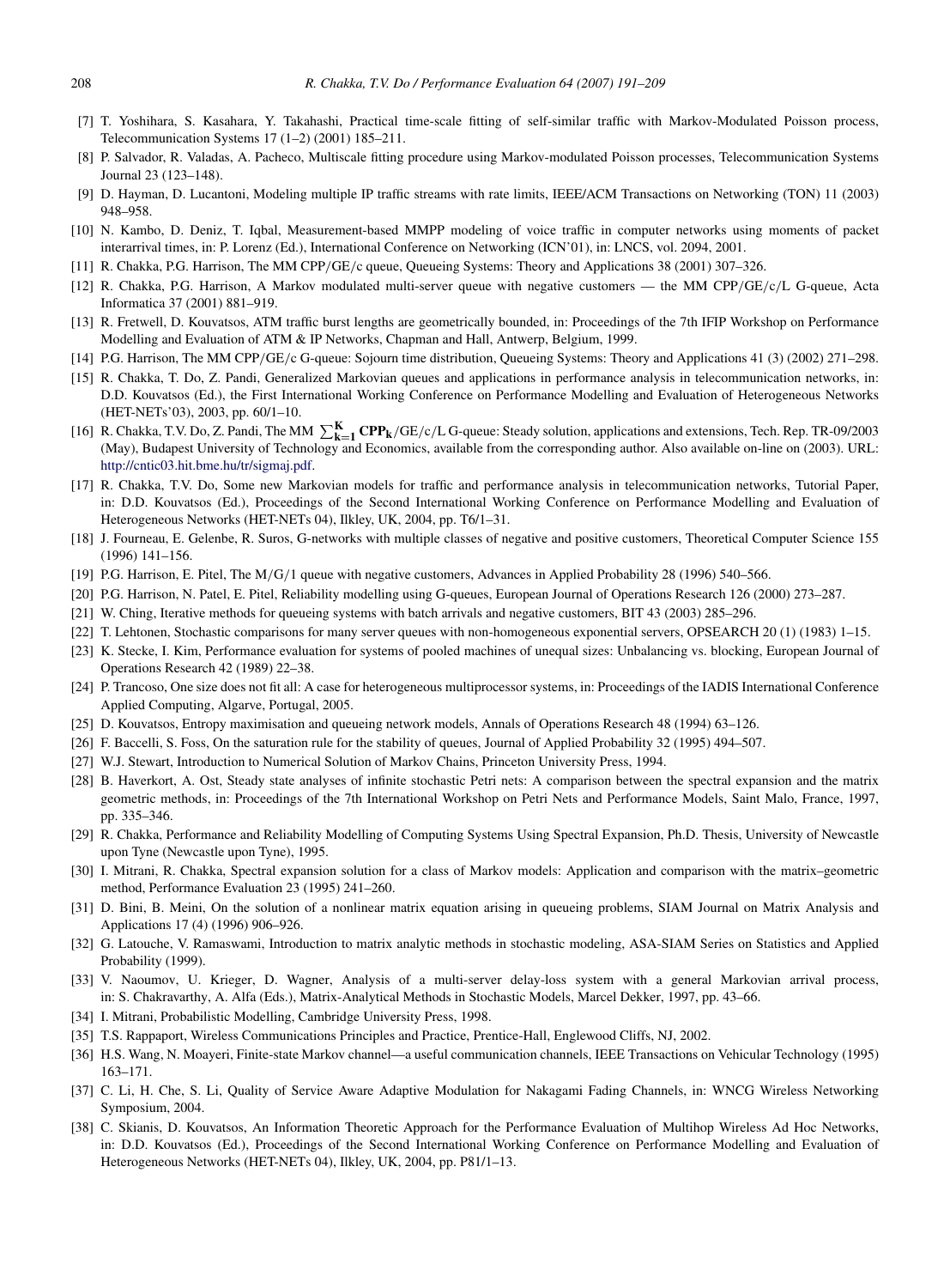[7] T. Yoshihara, S. Kasahara, Y. Takahashi, Practical time-scale fitting of self-similar traffic with Markov-Modulated Poisson process, Telecommunication Systems 17 (1–2) (2001) 185–211.

[8] P. Salvador, R. Valadas, A. Pacheco, Multiscale fitting procedure using Markov-modulated Poisson processes, Telecommunication Systems Journal 23 (123–148).

[9] D. Hayman, D. Lucantoni, Modeling multiple IP traffic streams with rate limits, IEEE/ACM Transactions on Networking (TON) 11 (2003) 948–958.

[10] N. Kambo, D. Deniz, T. Iqbal, Measurement-based MMPP modeling of voice traffic in computer networks using moments of packet interarrival times, in: P. Lorenz (Ed.), International Conference on Networking (ICN'01), in: LNCS, vol. 2094, 2001.

[11] R. Chakka, P.G. Harrison, The MM CPP/GE/c queue, Queueing Systems: Theory and Applications 38 (2001) 307–326.

[12] R. Chakka, P.G. Harrison, A Markov modulated multi-server queue with negative customers — the MM CPP/GE/c/L G-queue, Acta Informatica 37 (2001) 881–919.

[13] R. Fretwell, D. Kouvatsos, ATM traffic burst lengths are geometrically bounded, in: Proceedings of the 7th IFIP Workshop on Performance Modelling and Evaluation of ATM & IP Networks, Chapman and Hall, Antwerp, Belgium, 1999.

[14] P.G. Harrison, The MM CPP/GE/c G-queue: Sojourn time distribution, Queueing Systems: Theory and Applications 41 (3) (2002) 271–298.

[15] R. Chakka, T. Do, Z. Pandi, Generalized Markovian queues and applications in performance analysis in telecommunication networks, in: D.D. Kouvatsos (Ed.), the First International Working Conference on Performance Modelling and Evaluation of Heterogeneous Networks (HET-NETs'03), 2003, pp. 60/1–10.

[16] R. Chakka, T.V. Do, Z. Pandi, The MM $\sum_{\mathbf{k=1}}^{\mathbf{K}} \mathbf{CPP_k}$/GE/c/L G-queue: Steady solution, applications and extensions, Tech. Rep. TR-09/2003 (May), Budapest University of Technology and Economics, available from the corresponding author. Also available on-line on (2003). URL: http://cntic03.hit.bme.hu/tr/sigmaj.pdf.

[17] R. Chakka, T.V. Do, Some new Markovian models for traffic and performance analysis in telecommunication networks, Tutorial Paper, in: D.D. Kouvatsos (Ed.), Proceedings of the Second International Working Conference on Performance Modelling and Evaluation of Heterogeneous Networks (HET-NETs 04), Ilkley, UK, 2004, pp. T6/1–31.

[18] J. Fourneau, E. Gelenbe, R. Suros, G-networks with multiple classes of negative and positive customers, Theoretical Computer Science 155 (1996) 141–156.

[19] P.G. Harrison, E. Pitel, The M/G/1 queue with negative customers, Advances in Applied Probability 28 (1996) 540–566.

[20] P.G. Harrison, N. Patel, E. Pitel, Reliability modelling using G-queues, European Journal of Operations Research 126 (2000) 273–287.

[21] W. Ching, Iterative methods for queueing systems with batch arrivals and negative customers, BIT 43 (2003) 285–296.

[22] T. Lehtonen, Stochastic comparisons for many server queues with non-homogeneous exponential servers, OPSEARCH 20 (1) (1983) 1–15.

[23] K. Stecke, I. Kim, Performance evaluation for systems of pooled machines of unequal sizes: Unbalancing vs. blocking, European Journal of Operations Research 42 (1989) 22–38.

[24] P. Trancoso, One size does not fit all: A case for heterogeneous multiprocessor systems, in: Proceedings of the IADIS International Conference Applied Computing, Algarve, Portugal, 2005.

[25] D. Kouvatsos, Entropy maximisation and queueing network models, Annals of Operations Research 48 (1994) 63–126.

[26] F. Baccelli, S. Foss, On the saturation rule for the stability of queues, Journal of Applied Probability 32 (1995) 494–507.

[27] W.J. Stewart, Introduction to Numerical Solution of Markov Chains, Princeton University Press, 1994.

[28] B. Haverkort, A. Ost, Steady state analyses of infinite stochastic Petri nets: A comparison between the spectral expansion and the matrix geometric methods, in: Proceedings of the 7th International Workshop on Petri Nets and Performance Models, Saint Malo, France, 1997, pp. 335–346.

[29] R. Chakka, Performance and Reliability Modelling of Computing Systems Using Spectral Expansion, Ph.D. Thesis, University of Newcastle upon Tyne (Newcastle upon Tyne), 1995.

[30] I. Mitrani, R. Chakka, Spectral expansion solution for a class of Markov models: Application and comparison with the matrix–geometric method, Performance Evaluation 23 (1995) 241–260.

[31] D. Bini, B. Meini, On the solution of a nonlinear matrix equation arising in queueing problems, SIAM Journal on Matrix Analysis and Applications 17 (4) (1996) 906–926.

[32] G. Latouche, V. Ramaswami, Introduction to matrix analytic methods in stochastic modeling, ASA-SIAM Series on Statistics and Applied Probability (1999).

[33] V. Naoumov, U. Krieger, D. Wagner, Analysis of a multi-server delay-loss system with a general Markovian arrival process, in: S. Chakravarthy, A. Alfa (Eds.), Matrix-Analytical Methods in Stochastic Models, Marcel Dekker, 1997, pp. 43–66.

[34] I. Mitrani, Probabilistic Modelling, Cambridge University Press, 1998.

[35] T.S. Rappaport, Wireless Communications Principles and Practice, Prentice-Hall, Englewood Cliffs, NJ, 2002.

[36] H.S. Wang, N. Moayeri, Finite-state Markov channel—a useful communication channels, IEEE Transactions on Vehicular Technology (1995) 163–171.

[37] C. Li, H. Che, S. Li, Quality of Service Aware Adaptive Modulation for Nakagami Fading Channels, in: WNCG Wireless Networking Symposium, 2004.

[38] C. Skianis, D. Kouvatsos, An Information Theoretic Approach for the Performance Evaluation of Multihop Wireless Ad Hoc Networks, in: D.D. Kouvatsos (Ed.), Proceedings of the Second International Working Conference on Performance Modelling and Evaluation of Heterogeneous Networks (HET-NETs 04), Ilkley, UK, 2004, pp. P81/1–13.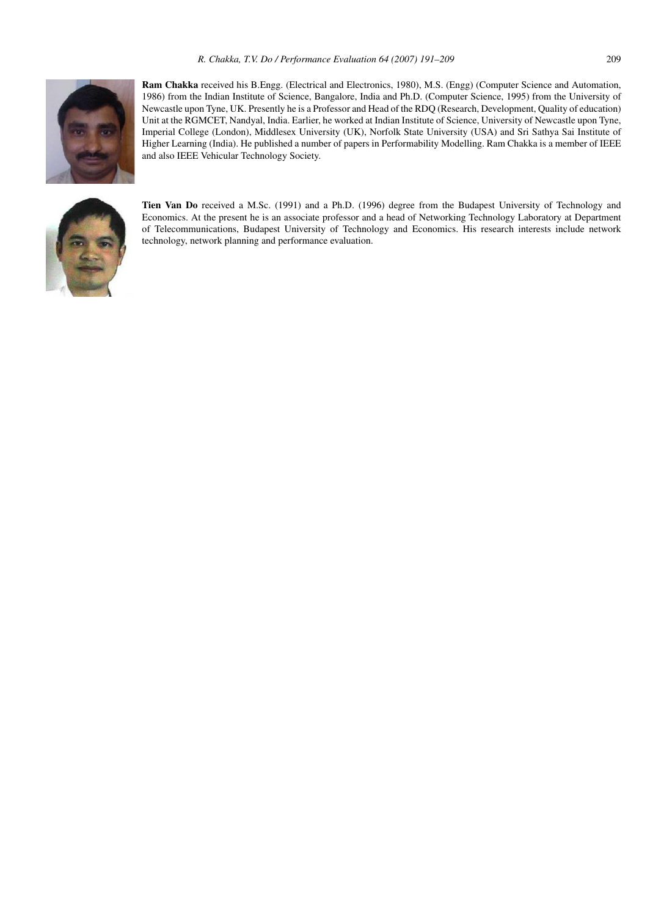**Ram Chakka** received his B.Engg. (Electrical and Electronics, 1980), M.S. (Engg) (Computer Science and Automation, 1986) from the Indian Institute of Science, Bangalore, India and Ph.D. (Computer Science, 1995) from the University of Newcastle upon Tyne, UK. Presently he is a Professor and Head of the RDQ (Research, Development, Quality of education) Unit at the RGMCET, Nandyal, India. Earlier, he worked at Indian Institute of Science, University of Newcastle upon Tyne, Imperial College (London), Middlesex University (UK), Norfolk State University (USA) and Sri Sathya Sai Institute of Higher Learning (India). He published a number of papers in Performability Modelling. Ram Chakka is a member of IEEE and also IEEE Vehicular Technology Society.

**Tien Van Do** received a M.Sc. (1991) and a Ph.D. (1996) degree from the Budapest University of Technology and Economics. At the present he is an associate professor and a head of Networking Technology Laboratory at Department of Telecommunications, Budapest University of Technology and Economics. His research interests include network technology, network planning and performance evaluation.